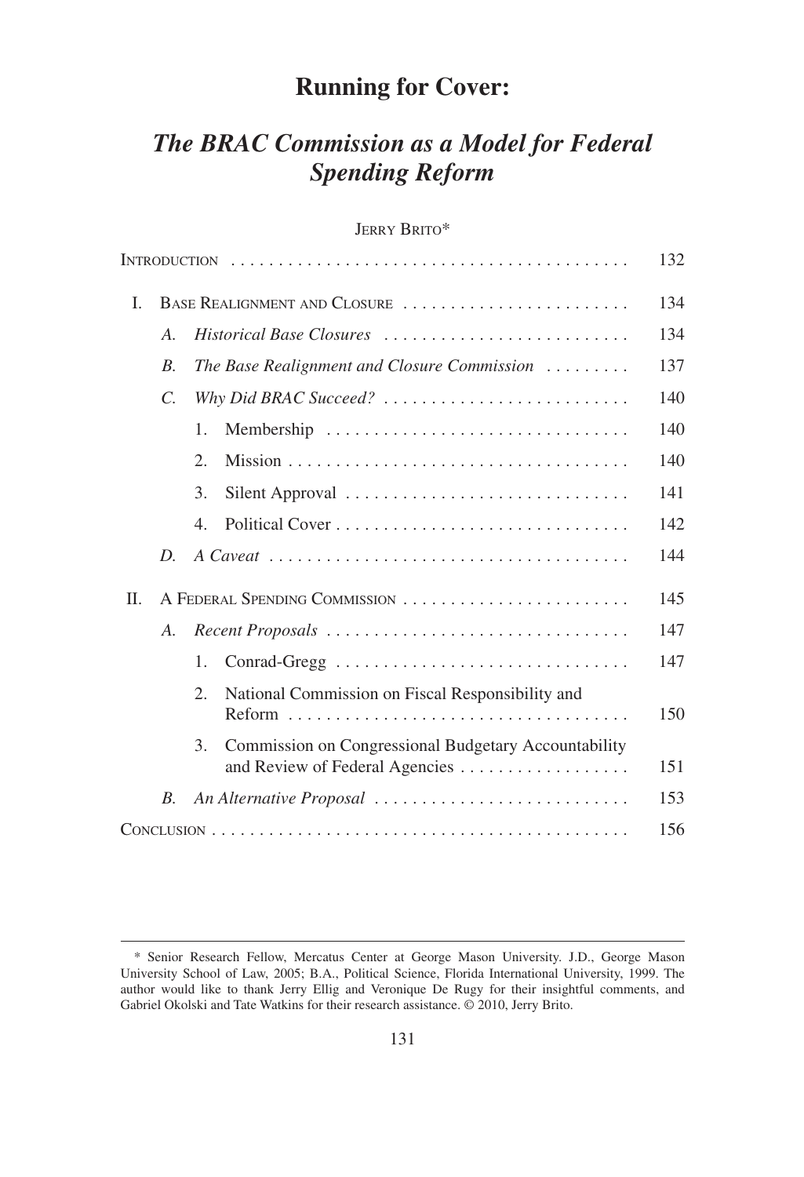# Running for Cover:

## *The BRAC Commission as a Model for Federal Spending Reform*

JERRY BRITO*

| | | | | |
|---|---|---|---|---|
| INTRODUCTION | | | | 132 |
| I. | BASE REALIGNMENT AND CLOSURE | | | 134 |
| | *A.* | *Historical Base Closures* | | 134 |
| | *B.* | *The Base Realignment and Closure Commission* | | 137 |
| | *C.* | *Why Did BRAC Succeed?* | | 140 |
| | | 1. | Membership | 140 |
| | | 2. | Mission | 140 |
| | | 3. | Silent Approval | 141 |
| | | 4. | Political Cover | 142 |
| | *D.* | *A Caveat* | | 144 |
| II. | A FEDERAL SPENDING COMMISSION | | | 145 |
| | *A.* | *Recent Proposals* | | 147 |
| | | 1. | Conrad-Gregg | 147 |
| | | 2. | National Commission on Fiscal Responsibility and Reform | 150 |
| | | 3. | Commission on Congressional Budgetary Accountability and Review of Federal Agencies | 151 |
| | *B.* | *An Alternative Proposal* | | 153 |
| CONCLUSION | | | | 156 |

\* Senior Research Fellow, Mercatus Center at George Mason University. J.D., George Mason University School of Law, 2005; B.A., Political Science, Florida International University, 1999. The author would like to thank Jerry Ellig and Veronique De Rugy for their insightful comments, and Gabriel Okolski and Tate Watkins for their research assistance. © 2010, Jerry Brito.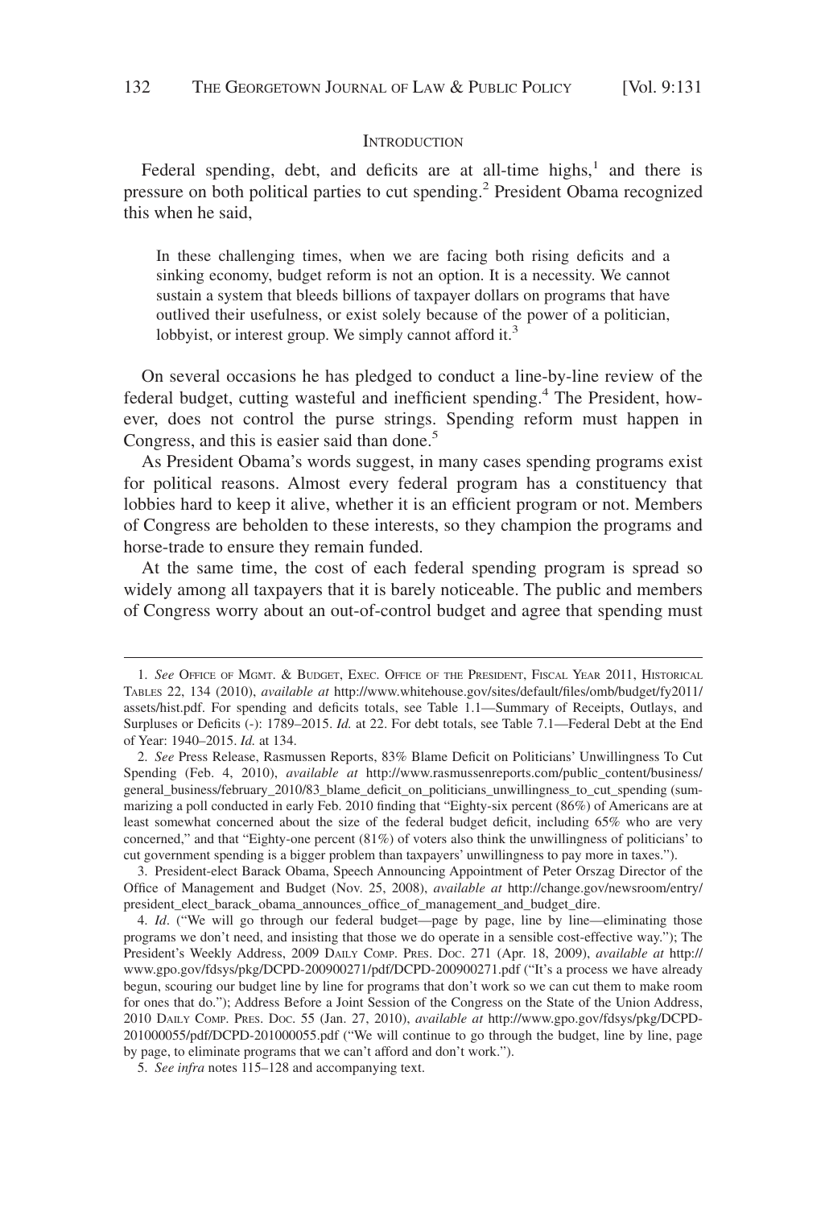## INTRODUCTION

Federal spending, debt, and deficits are at all-time highs,[1] and there is pressure on both political parties to cut spending.[2] President Obama recognized this when he said,

> In these challenging times, when we are facing both rising deficits and a sinking economy, budget reform is not an option. It is a necessity. We cannot sustain a system that bleeds billions of taxpayer dollars on programs that have outlived their usefulness, or exist solely because of the power of a politician, lobbyist, or interest group. We simply cannot afford it.[3]

On several occasions he has pledged to conduct a line-by-line review of the federal budget, cutting wasteful and inefficient spending.[4] The President, however, does not control the purse strings. Spending reform must happen in Congress, and this is easier said than done.[5]

As President Obama's words suggest, in many cases spending programs exist for political reasons. Almost every federal program has a constituency that lobbies hard to keep it alive, whether it is an efficient program or not. Members of Congress are beholden to these interests, so they champion the programs and horse-trade to ensure they remain funded.

At the same time, the cost of each federal spending program is spread so widely among all taxpayers that it is barely noticeable. The public and members of Congress worry about an out-of-control budget and agree that spending must

---

1. *See* OFFICE OF MGMT. & BUDGET, EXEC. OFFICE OF THE PRESIDENT, FISCAL YEAR 2011, HISTORICAL TABLES 22, 134 (2010), *available at* http://www.whitehouse.gov/sites/default/files/omb/budget/fy2011/assets/hist.pdf. For spending and deficits totals, see Table 1.1—Summary of Receipts, Outlays, and Surpluses or Deficits (-): 1789–2015. *Id.* at 22. For debt totals, see Table 7.1—Federal Debt at the End of Year: 1940–2015. *Id.* at 134.

2. *See* Press Release, Rasmussen Reports, 83% Blame Deficit on Politicians' Unwillingness To Cut Spending (Feb. 4, 2010), *available at* http://www.rasmussenreports.com/public_content/business/general_business/february_2010/83_blame_deficit_on_politicians_unwillingness_to_cut_spending (summarizing a poll conducted in early Feb. 2010 finding that "Eighty-six percent (86%) of Americans are at least somewhat concerned about the size of the federal budget deficit, including 65% who are very concerned," and that "Eighty-one percent (81%) of voters also think the unwillingness of politicians' to cut government spending is a bigger problem than taxpayers' unwillingness to pay more in taxes.").

3. President-elect Barack Obama, Speech Announcing Appointment of Peter Orszag Director of the Office of Management and Budget (Nov. 25, 2008), *available at* http://change.gov/newsroom/entry/president_elect_barack_obama_announces_office_of_management_and_budget_dire.

4. *Id*. ("We will go through our federal budget—page by page, line by line—eliminating those programs we don't need, and insisting that those we do operate in a sensible cost-effective way."); The President's Weekly Address, 2009 DAILY COMP. PRES. DOC. 271 (Apr. 18, 2009), *available at* http://www.gpo.gov/fdsys/pkg/DCPD-200900271/pdf/DCPD-200900271.pdf ("It's a process we have already begun, scouring our budget line by line for programs that don't work so we can cut them to make room for ones that do."); Address Before a Joint Session of the Congress on the State of the Union Address, 2010 DAILY COMP. PRES. DOC. 55 (Jan. 27, 2010), *available at* http://www.gpo.gov/fdsys/pkg/DCPD-201000055/pdf/DCPD-201000055.pdf ("We will continue to go through the budget, line by line, page by page, to eliminate programs that we can't afford and don't work.").

5. *See infra* notes 115–128 and accompanying text.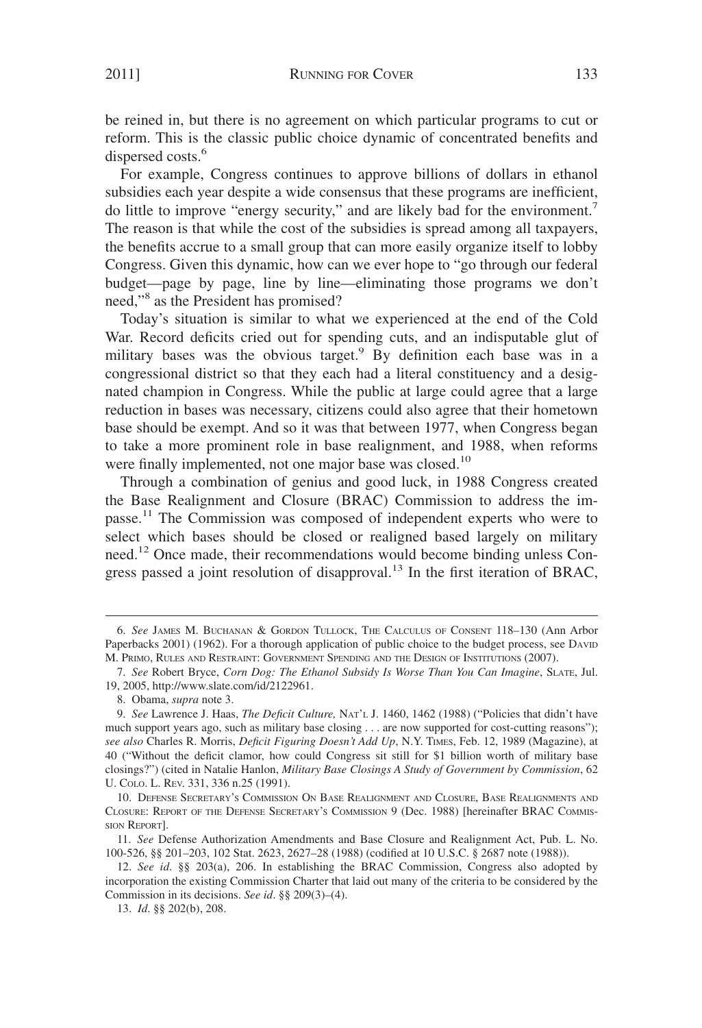be reined in, but there is no agreement on which particular programs to cut or reform. This is the classic public choice dynamic of concentrated benefits and dispersed costs.[6]

For example, Congress continues to approve billions of dollars in ethanol subsidies each year despite a wide consensus that these programs are inefficient, do little to improve "energy security," and are likely bad for the environment.[7] The reason is that while the cost of the subsidies is spread among all taxpayers, the benefits accrue to a small group that can more easily organize itself to lobby Congress. Given this dynamic, how can we ever hope to "go through our federal budget—page by page, line by line—eliminating those programs we don't need,"[8] as the President has promised?

Today's situation is similar to what we experienced at the end of the Cold War. Record deficits cried out for spending cuts, and an indisputable glut of military bases was the obvious target.[9] By definition each base was in a congressional district so that they each had a literal constituency and a designated champion in Congress. While the public at large could agree that a large reduction in bases was necessary, citizens could also agree that their hometown base should be exempt. And so it was that between 1977, when Congress began to take a more prominent role in base realignment, and 1988, when reforms were finally implemented, not one major base was closed.[10]

Through a combination of genius and good luck, in 1988 Congress created the Base Realignment and Closure (BRAC) Commission to address the impasse.[11] The Commission was composed of independent experts who were to select which bases should be closed or realigned based largely on military need.[12] Once made, their recommendations would become binding unless Congress passed a joint resolution of disapproval.[13] In the first iteration of BRAC,

---

6. *See* James M. Buchanan & Gordon Tullock, The Calculus of Consent 118–130 (Ann Arbor Paperbacks 2001) (1962). For a thorough application of public choice to the budget process, see David M. Primo, Rules and Restraint: Government Spending and the Design of Institutions (2007).

7. *See* Robert Bryce, *Corn Dog: The Ethanol Subsidy Is Worse Than You Can Imagine*, Slate, Jul. 19, 2005, http://www.slate.com/id/2122961.

8. Obama, *supra* note 3.

9. *See* Lawrence J. Haas, *The Deficit Culture,* Nat'l J. 1460, 1462 (1988) ("Policies that didn't have much support years ago, such as military base closing . . . are now supported for cost-cutting reasons"); *see also* Charles R. Morris, *Deficit Figuring Doesn't Add Up*, N.Y. Times, Feb. 12, 1989 (Magazine), at 40 ("Without the deficit clamor, how could Congress sit still for $1 billion worth of military base closings?") (cited in Natalie Hanlon, *Military Base Closings A Study of Government by Commission*, 62 U. Colo. L. Rev. 331, 336 n.25 (1991).

10. Defense Secretary's Commission On Base Realignment and Closure, Base Realignments and Closure: Report of the Defense Secretary's Commission 9 (Dec. 1988) [hereinafter BRAC Commission Report].

11. *See* Defense Authorization Amendments and Base Closure and Realignment Act, Pub. L. No. 100-526, §§ 201–203, 102 Stat. 2623, 2627–28 (1988) (codified at 10 U.S.C. § 2687 note (1988)).

12. *See id*. §§ 203(a), 206. In establishing the BRAC Commission, Congress also adopted by incorporation the existing Commission Charter that laid out many of the criteria to be considered by the Commission in its decisions. *See id*. §§ 209(3)–(4).

13. *Id*. §§ 202(b), 208.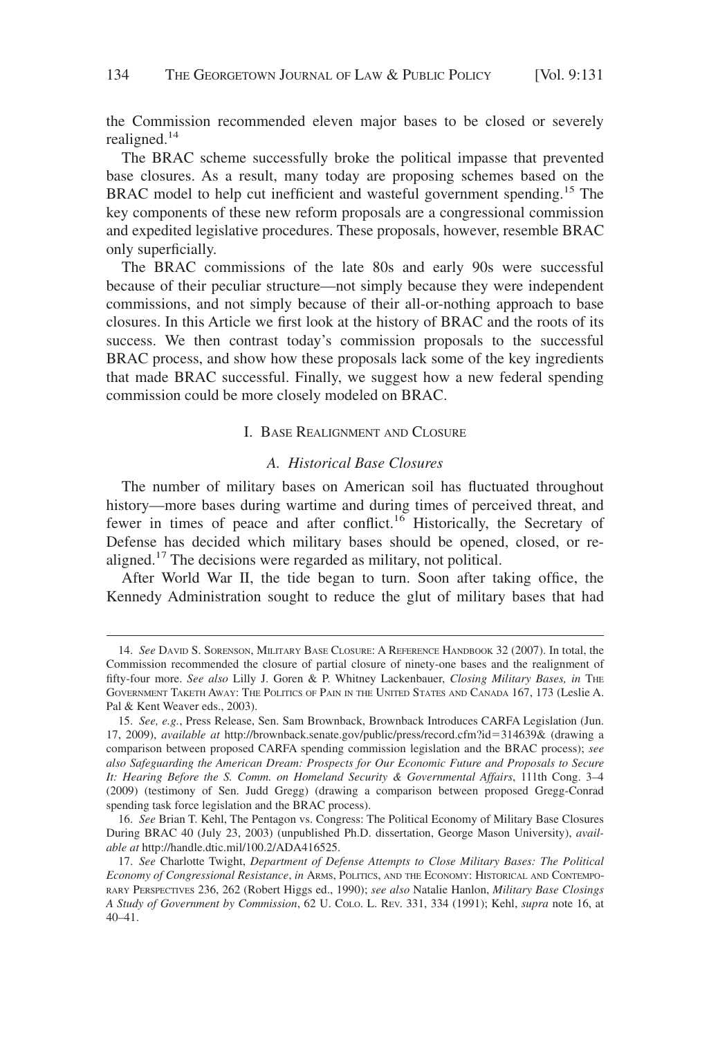the Commission recommended eleven major bases to be closed or severely realigned.[14]

The BRAC scheme successfully broke the political impasse that prevented base closures. As a result, many today are proposing schemes based on the BRAC model to help cut inefficient and wasteful government spending.[15] The key components of these new reform proposals are a congressional commission and expedited legislative procedures. These proposals, however, resemble BRAC only superficially.

The BRAC commissions of the late 80s and early 90s were successful because of their peculiar structure—not simply because they were independent commissions, and not simply because of their all-or-nothing approach to base closures. In this Article we first look at the history of BRAC and the roots of its success. We then contrast today's commission proposals to the successful BRAC process, and show how these proposals lack some of the key ingredients that made BRAC successful. Finally, we suggest how a new federal spending commission could be more closely modeled on BRAC.

## I. Base Realignment and Closure

### *A. Historical Base Closures*

The number of military bases on American soil has fluctuated throughout history—more bases during wartime and during times of perceived threat, and fewer in times of peace and after conflict.[16] Historically, the Secretary of Defense has decided which military bases should be opened, closed, or realigned.[17] The decisions were regarded as military, not political.

After World War II, the tide began to turn. Soon after taking office, the Kennedy Administration sought to reduce the glut of military bases that had

---

14. *See* David S. Sorenson, Military Base Closure: A Reference Handbook 32 (2007). In total, the Commission recommended the closure of partial closure of ninety-one bases and the realignment of fifty-four more. *See also* Lilly J. Goren & P. Whitney Lackenbauer, *Closing Military Bases, in* The Government Taketh Away: The Politics of Pain in the United States and Canada 167, 173 (Leslie A. Pal & Kent Weaver eds., 2003).

15. *See, e.g.*, Press Release, Sen. Sam Brownback, Brownback Introduces CARFA Legislation (Jun. 17, 2009), *available at* http://brownback.senate.gov/public/press/record.cfm?id=314639& (drawing a comparison between proposed CARFA spending commission legislation and the BRAC process); *see also Safeguarding the American Dream: Prospects for Our Economic Future and Proposals to Secure It: Hearing Before the S. Comm. on Homeland Security & Governmental Affairs*, 111th Cong. 3–4 (2009) (testimony of Sen. Judd Gregg) (drawing a comparison between proposed Gregg-Conrad spending task force legislation and the BRAC process).

16. *See* Brian T. Kehl, The Pentagon vs. Congress: The Political Economy of Military Base Closures During BRAC 40 (July 23, 2003) (unpublished Ph.D. dissertation, George Mason University), *available at* http://handle.dtic.mil/100.2/ADA416525.

17. *See* Charlotte Twight, *Department of Defense Attempts to Close Military Bases: The Political Economy of Congressional Resistance*, *in* Arms, Politics, and the Economy: Historical and Contemporary Perspectives 236, 262 (Robert Higgs ed., 1990); *see also* Natalie Hanlon, *Military Base Closings A Study of Government by Commission*, 62 U. Colo. L. Rev. 331, 334 (1991); Kehl, *supra* note 16, at 40–41.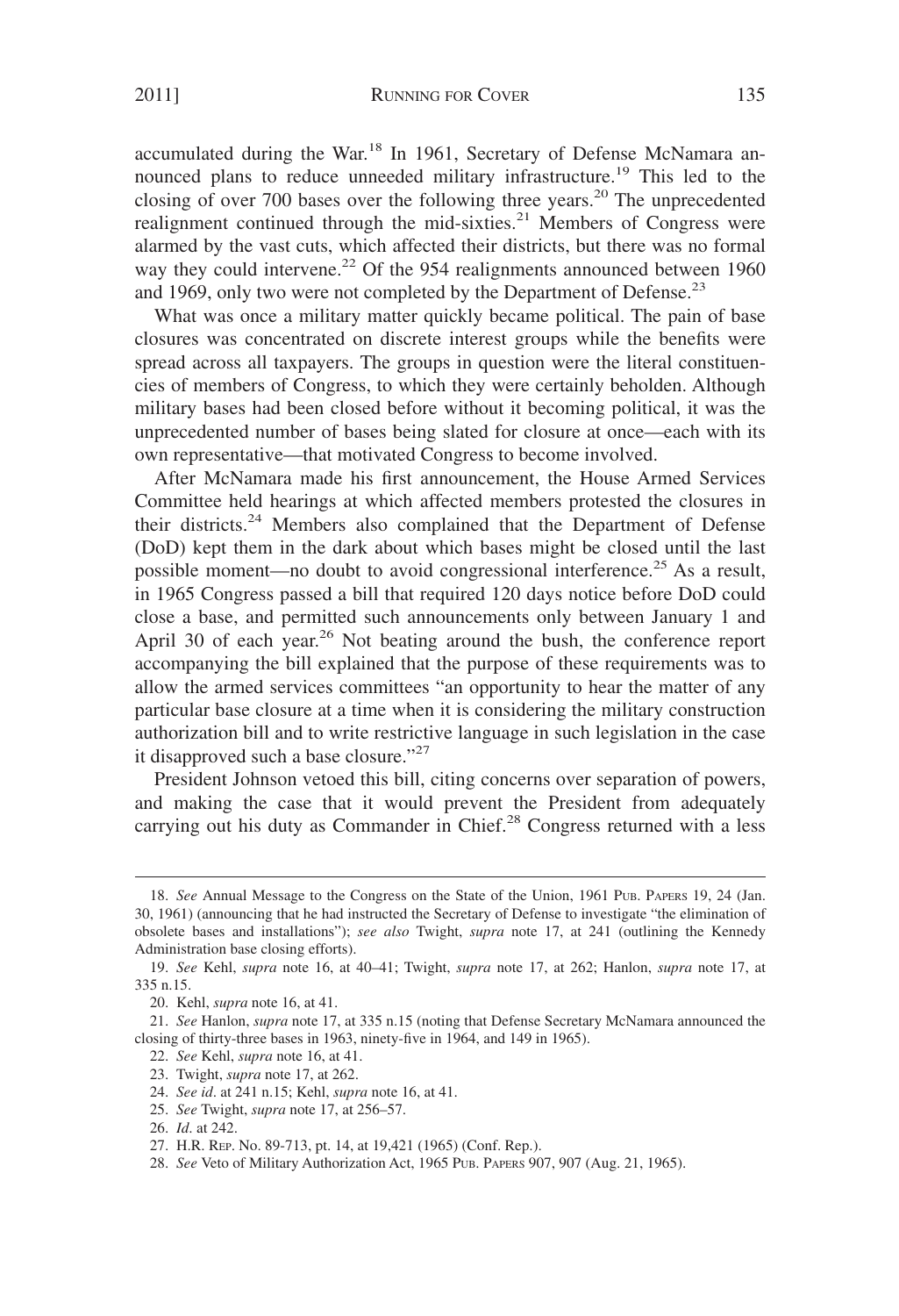accumulated during the War.[18] In 1961, Secretary of Defense McNamara announced plans to reduce unneeded military infrastructure.[19] This led to the closing of over 700 bases over the following three years.[20] The unprecedented realignment continued through the mid-sixties.[21] Members of Congress were alarmed by the vast cuts, which affected their districts, but there was no formal way they could intervene.[22] Of the 954 realignments announced between 1960 and 1969, only two were not completed by the Department of Defense.[23]

What was once a military matter quickly became political. The pain of base closures was concentrated on discrete interest groups while the benefits were spread across all taxpayers. The groups in question were the literal constituencies of members of Congress, to which they were certainly beholden. Although military bases had been closed before without it becoming political, it was the unprecedented number of bases being slated for closure at once—each with its own representative—that motivated Congress to become involved.

After McNamara made his first announcement, the House Armed Services Committee held hearings at which affected members protested the closures in their districts.[24] Members also complained that the Department of Defense (DoD) kept them in the dark about which bases might be closed until the last possible moment—no doubt to avoid congressional interference.[25] As a result, in 1965 Congress passed a bill that required 120 days notice before DoD could close a base, and permitted such announcements only between January 1 and April 30 of each year.[26] Not beating around the bush, the conference report accompanying the bill explained that the purpose of these requirements was to allow the armed services committees "an opportunity to hear the matter of any particular base closure at a time when it is considering the military construction authorization bill and to write restrictive language in such legislation in the case it disapproved such a base closure."[27]

President Johnson vetoed this bill, citing concerns over separation of powers, and making the case that it would prevent the President from adequately carrying out his duty as Commander in Chief.[28] Congress returned with a less

---

18. *See* Annual Message to the Congress on the State of the Union, 1961 PUB. PAPERS 19, 24 (Jan. 30, 1961) (announcing that he had instructed the Secretary of Defense to investigate "the elimination of obsolete bases and installations"); *see also* Twight, *supra* note 17, at 241 (outlining the Kennedy Administration base closing efforts).

19. *See* Kehl, *supra* note 16, at 40–41; Twight, *supra* note 17, at 262; Hanlon, *supra* note 17, at 335 n.15.

20. Kehl, *supra* note 16, at 41.

21. *See* Hanlon, *supra* note 17, at 335 n.15 (noting that Defense Secretary McNamara announced the closing of thirty-three bases in 1963, ninety-five in 1964, and 149 in 1965).

22. *See* Kehl, *supra* note 16, at 41.

23. Twight, *supra* note 17, at 262.

24. *See id*. at 241 n.15; Kehl, *supra* note 16, at 41.

25. *See* Twight, *supra* note 17, at 256–57.

26. *Id*. at 242.

27. H.R. REP. No. 89-713, pt. 14, at 19,421 (1965) (Conf. Rep.).

28. *See* Veto of Military Authorization Act, 1965 PUB. PAPERS 907, 907 (Aug. 21, 1965).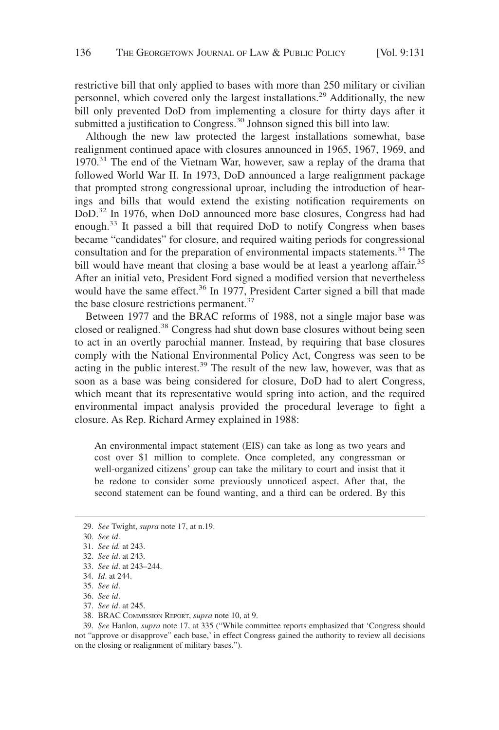restrictive bill that only applied to bases with more than 250 military or civilian personnel, which covered only the largest installations.[29] Additionally, the new bill only prevented DoD from implementing a closure for thirty days after it submitted a justification to Congress.[30] Johnson signed this bill into law.

Although the new law protected the largest installations somewhat, base realignment continued apace with closures announced in 1965, 1967, 1969, and 1970.[31] The end of the Vietnam War, however, saw a replay of the drama that followed World War II. In 1973, DoD announced a large realignment package that prompted strong congressional uproar, including the introduction of hearings and bills that would extend the existing notification requirements on DoD.[32] In 1976, when DoD announced more base closures, Congress had had enough.[33] It passed a bill that required DoD to notify Congress when bases became "candidates" for closure, and required waiting periods for congressional consultation and for the preparation of environmental impacts statements.[34] The bill would have meant that closing a base would be at least a yearlong affair.[35] After an initial veto, President Ford signed a modified version that nevertheless would have the same effect.[36] In 1977, President Carter signed a bill that made the base closure restrictions permanent.[37]

Between 1977 and the BRAC reforms of 1988, not a single major base was closed or realigned.[38] Congress had shut down base closures without being seen to act in an overtly parochial manner. Instead, by requiring that base closures comply with the National Environmental Policy Act, Congress was seen to be acting in the public interest.[39] The result of the new law, however, was that as soon as a base was being considered for closure, DoD had to alert Congress, which meant that its representative would spring into action, and the required environmental impact analysis provided the procedural leverage to fight a closure. As Rep. Richard Armey explained in 1988:

> An environmental impact statement (EIS) can take as long as two years and cost over $1 million to complete. Once completed, any congressman or well-organized citizens' group can take the military to court and insist that it be redone to consider some previously unnoticed aspect. After that, the second statement can be found wanting, and a third can be ordered. By this

---

29. *See* Twight, *supra* note 17, at n.19.
30. *See id*.
31. *See id.* at 243.
32. *See id*. at 243.
33. *See id*. at 243–244.
34. *Id*. at 244.
35. *See id*.
36. *See id*.
37. *See id*. at 245.
38. BRAC COMMISSION REPORT, *supra* note 10, at 9.
39. *See* Hanlon, *supra* note 17, at 335 ("While committee reports emphasized that 'Congress should not "approve or disapprove" each base,' in effect Congress gained the authority to review all decisions on the closing or realignment of military bases.").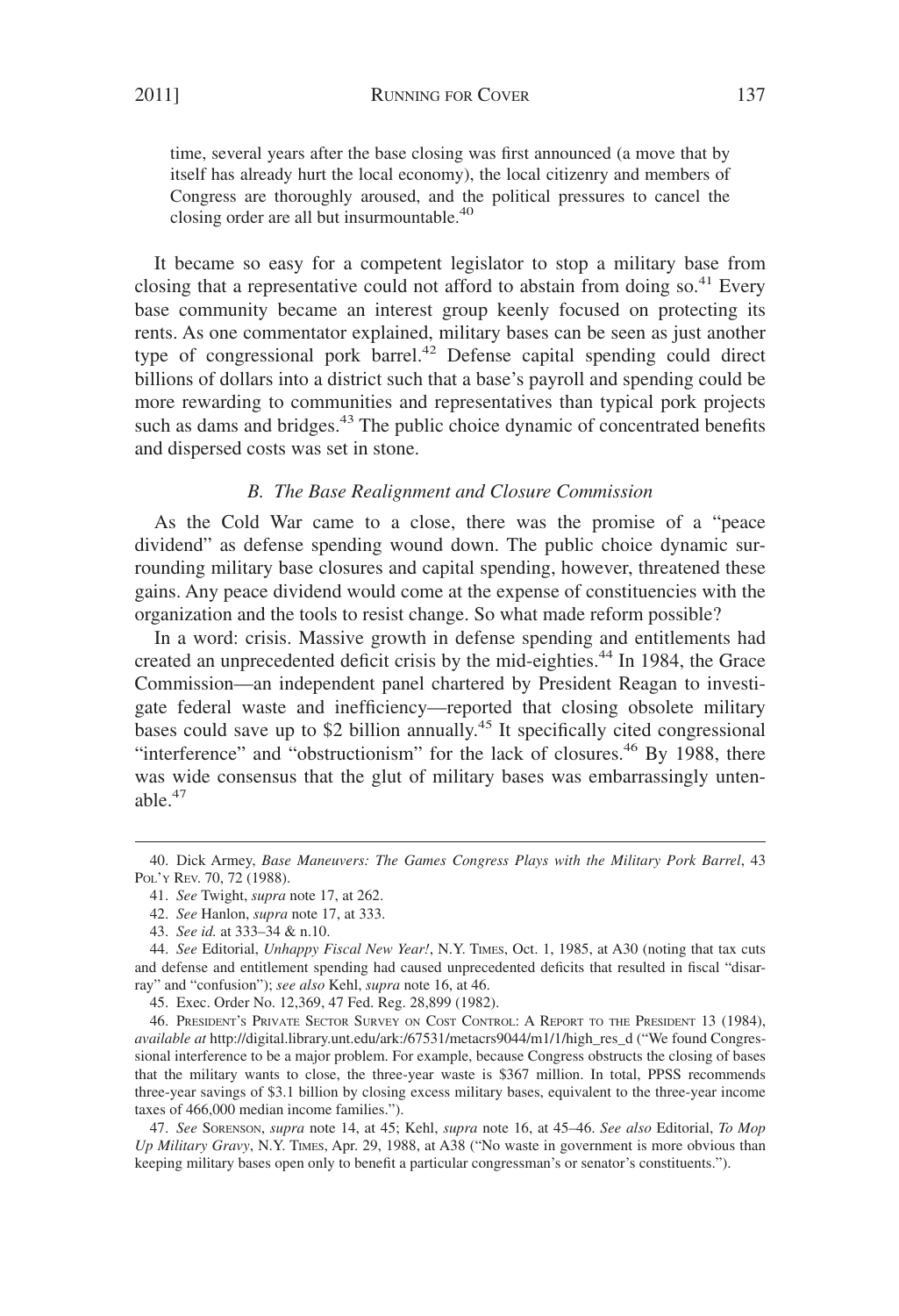time, several years after the base closing was first announced (a move that by itself has already hurt the local economy), the local citizenry and members of Congress are thoroughly aroused, and the political pressures to cancel the closing order are all but insurmountable.[40]

It became so easy for a competent legislator to stop a military base from closing that a representative could not afford to abstain from doing so.[41] Every base community became an interest group keenly focused on protecting its rents. As one commentator explained, military bases can be seen as just another type of congressional pork barrel.[42] Defense capital spending could direct billions of dollars into a district such that a base's payroll and spending could be more rewarding to communities and representatives than typical pork projects such as dams and bridges.[43] The public choice dynamic of concentrated benefits and dispersed costs was set in stone.

### *B. The Base Realignment and Closure Commission*

As the Cold War came to a close, there was the promise of a "peace dividend" as defense spending wound down. The public choice dynamic surrounding military base closures and capital spending, however, threatened these gains. Any peace dividend would come at the expense of constituencies with the organization and the tools to resist change. So what made reform possible?

In a word: crisis. Massive growth in defense spending and entitlements had created an unprecedented deficit crisis by the mid-eighties.[44] In 1984, the Grace Commission—an independent panel chartered by President Reagan to investigate federal waste and inefficiency—reported that closing obsolete military bases could save up to $2 billion annually.[45] It specifically cited congressional "interference" and "obstructionism" for the lack of closures.[46] By 1988, there was wide consensus that the glut of military bases was embarrassingly untenable.[47]

---

40. Dick Armey, *Base Maneuvers: The Games Congress Plays with the Military Pork Barrel*, 43 POL'Y REV. 70, 72 (1988).

41. *See* Twight, *supra* note 17, at 262.

42. *See* Hanlon, *supra* note 17, at 333.

43. *See id.* at 333–34 & n.10.

44. *See* Editorial, *Unhappy Fiscal New Year!*, N.Y. TIMES, Oct. 1, 1985, at A30 (noting that tax cuts and defense and entitlement spending had caused unprecedented deficits that resulted in fiscal "disarray" and "confusion"); *see also* Kehl, *supra* note 16, at 46.

45. Exec. Order No. 12,369, 47 Fed. Reg. 28,899 (1982).

46. PRESIDENT'S PRIVATE SECTOR SURVEY ON COST CONTROL: A REPORT TO THE PRESIDENT 13 (1984), *available at* http://digital.library.unt.edu/ark:/67531/metacrs9044/m1/1/high_res_d ("We found Congressional interference to be a major problem. For example, because Congress obstructs the closing of bases that the military wants to close, the three-year waste is $367 million. In total, PPSS recommends three-year savings of $3.1 billion by closing excess military bases, equivalent to the three-year income taxes of 466,000 median income families.").

47. *See* SORENSON, *supra* note 14, at 45; Kehl, *supra* note 16, at 45–46. *See also* Editorial, *To Mop Up Military Gravy*, N.Y. TIMES, Apr. 29, 1988, at A38 ("No waste in government is more obvious than keeping military bases open only to benefit a particular congressman's or senator's constituents.").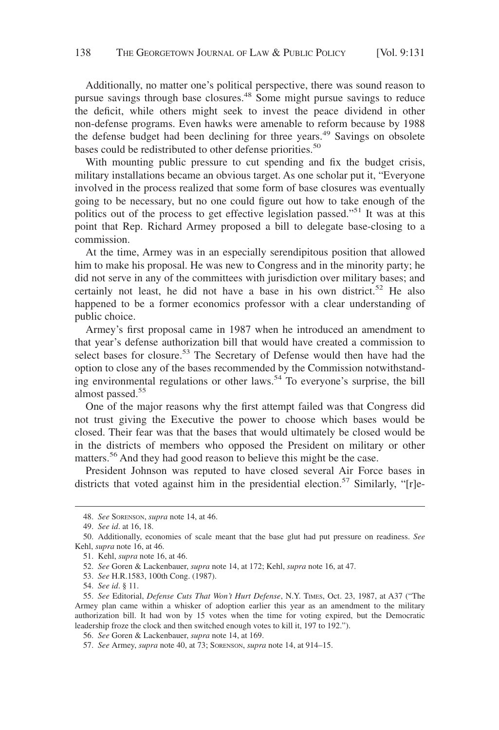Additionally, no matter one's political perspective, there was sound reason to pursue savings through base closures.[48] Some might pursue savings to reduce the deficit, while others might seek to invest the peace dividend in other non-defense programs. Even hawks were amenable to reform because by 1988 the defense budget had been declining for three years.[49] Savings on obsolete bases could be redistributed to other defense priorities.[50]

With mounting public pressure to cut spending and fix the budget crisis, military installations became an obvious target. As one scholar put it, "Everyone involved in the process realized that some form of base closures was eventually going to be necessary, but no one could figure out how to take enough of the politics out of the process to get effective legislation passed."[51] It was at this point that Rep. Richard Armey proposed a bill to delegate base-closing to a commission.

At the time, Armey was in an especially serendipitous position that allowed him to make his proposal. He was new to Congress and in the minority party; he did not serve in any of the committees with jurisdiction over military bases; and certainly not least, he did not have a base in his own district.[52] He also happened to be a former economics professor with a clear understanding of public choice.

Armey's first proposal came in 1987 when he introduced an amendment to that year's defense authorization bill that would have created a commission to select bases for closure.[53] The Secretary of Defense would then have had the option to close any of the bases recommended by the Commission notwithstanding environmental regulations or other laws.[54] To everyone's surprise, the bill almost passed.[55]

One of the major reasons why the first attempt failed was that Congress did not trust giving the Executive the power to choose which bases would be closed. Their fear was that the bases that would ultimately be closed would be in the districts of members who opposed the President on military or other matters.[56] And they had good reason to believe this might be the case.

President Johnson was reputed to have closed several Air Force bases in districts that voted against him in the presidential election.[57] Similarly, "[r]e-

---

48. *See* Sorenson, *supra* note 14, at 46.

49. *See id*. at 16, 18.

50. Additionally, economies of scale meant that the base glut had put pressure on readiness. *See* Kehl, *supra* note 16, at 46.

51. Kehl, *supra* note 16, at 46.

52. *See* Goren & Lackenbauer, *supra* note 14, at 172; Kehl, *supra* note 16, at 47.

53. *See* H.R.1583, 100th Cong. (1987).

54. *See id*. § 11.

55. *See* Editorial, *Defense Cuts That Won't Hurt Defense*, N.Y. Times, Oct. 23, 1987, at A37 ("The Armey plan came within a whisker of adoption earlier this year as an amendment to the military authorization bill. It had won by 15 votes when the time for voting expired, but the Democratic leadership froze the clock and then switched enough votes to kill it, 197 to 192.").

56. *See* Goren & Lackenbauer, *supra* note 14, at 169.

57. *See* Armey, *supra* note 40, at 73; Sorenson, *supra* note 14, at 914–15.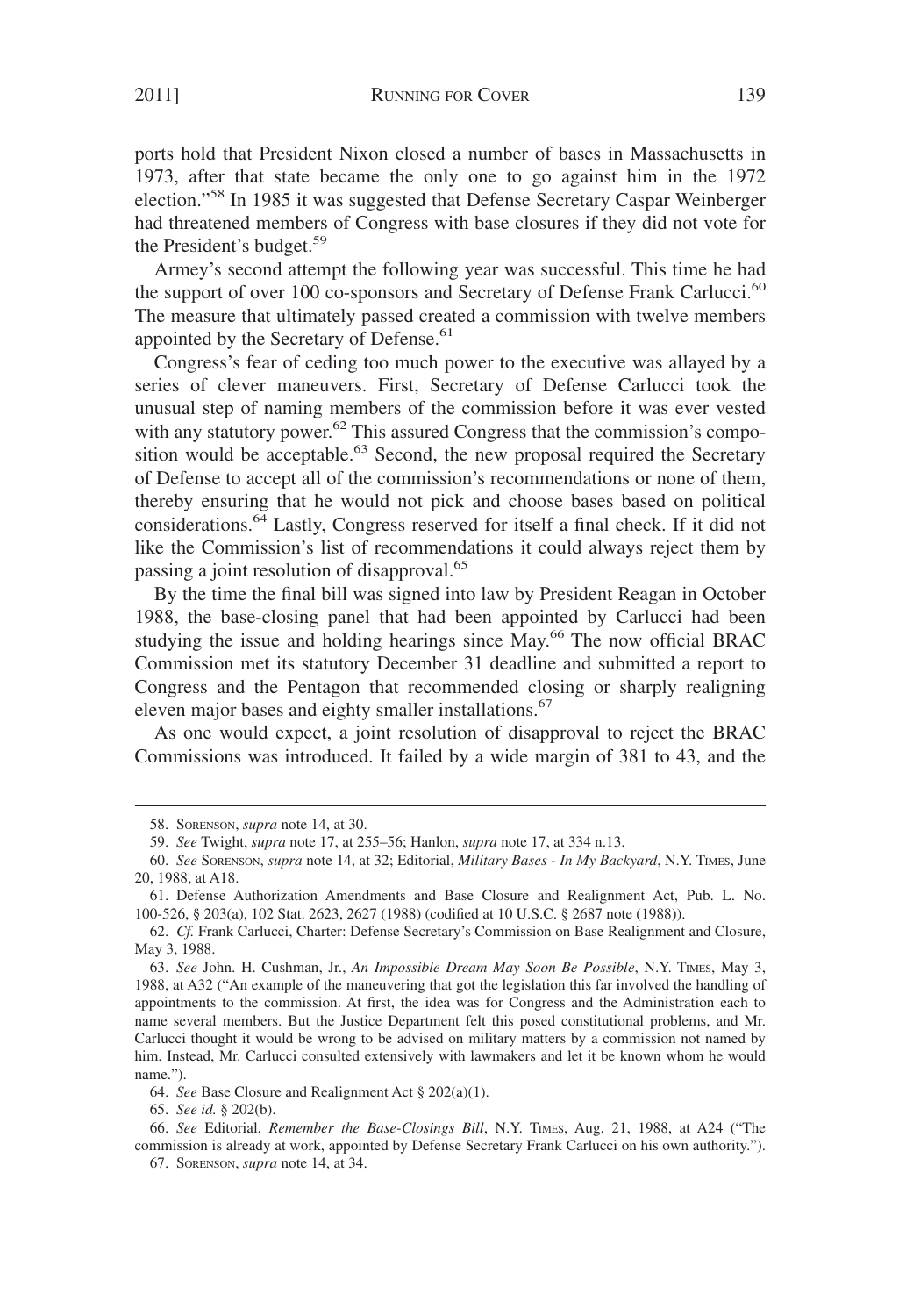ports hold that President Nixon closed a number of bases in Massachusetts in 1973, after that state became the only one to go against him in the 1972 election."[58] In 1985 it was suggested that Defense Secretary Caspar Weinberger had threatened members of Congress with base closures if they did not vote for the President's budget.[59]

Armey's second attempt the following year was successful. This time he had the support of over 100 co-sponsors and Secretary of Defense Frank Carlucci.[60] The measure that ultimately passed created a commission with twelve members appointed by the Secretary of Defense.[61]

Congress's fear of ceding too much power to the executive was allayed by a series of clever maneuvers. First, Secretary of Defense Carlucci took the unusual step of naming members of the commission before it was ever vested with any statutory power.[62] This assured Congress that the commission's composition would be acceptable.[63] Second, the new proposal required the Secretary of Defense to accept all of the commission's recommendations or none of them, thereby ensuring that he would not pick and choose bases based on political considerations.[64] Lastly, Congress reserved for itself a final check. If it did not like the Commission's list of recommendations it could always reject them by passing a joint resolution of disapproval.[65]

By the time the final bill was signed into law by President Reagan in October 1988, the base-closing panel that had been appointed by Carlucci had been studying the issue and holding hearings since May.[66] The now official BRAC Commission met its statutory December 31 deadline and submitted a report to Congress and the Pentagon that recommended closing or sharply realigning eleven major bases and eighty smaller installations.[67]

As one would expect, a joint resolution of disapproval to reject the BRAC Commissions was introduced. It failed by a wide margin of 381 to 43, and the

---

58. SORENSON, *supra* note 14, at 30.

59. *See* Twight, *supra* note 17, at 255–56; Hanlon, *supra* note 17, at 334 n.13.

60. *See* SORENSON, *supra* note 14, at 32; Editorial, *Military Bases - In My Backyard*, N.Y. TIMES, June 20, 1988, at A18.

61. Defense Authorization Amendments and Base Closure and Realignment Act, Pub. L. No. 100-526, § 203(a), 102 Stat. 2623, 2627 (1988) (codified at 10 U.S.C. § 2687 note (1988)).

62. *Cf.* Frank Carlucci, Charter: Defense Secretary's Commission on Base Realignment and Closure, May 3, 1988.

63. *See* John. H. Cushman, Jr., *An Impossible Dream May Soon Be Possible*, N.Y. TIMES, May 3, 1988, at A32 ("An example of the maneuvering that got the legislation this far involved the handling of appointments to the commission. At first, the idea was for Congress and the Administration each to name several members. But the Justice Department felt this posed constitutional problems, and Mr. Carlucci thought it would be wrong to be advised on military matters by a commission not named by him. Instead, Mr. Carlucci consulted extensively with lawmakers and let it be known whom he would name.").

64. *See* Base Closure and Realignment Act § 202(a)(1).

65. *See id.* § 202(b).

66. *See* Editorial, *Remember the Base-Closings Bill*, N.Y. TIMES, Aug. 21, 1988, at A24 ("The commission is already at work, appointed by Defense Secretary Frank Carlucci on his own authority.").

67. SORENSON, *supra* note 14, at 34.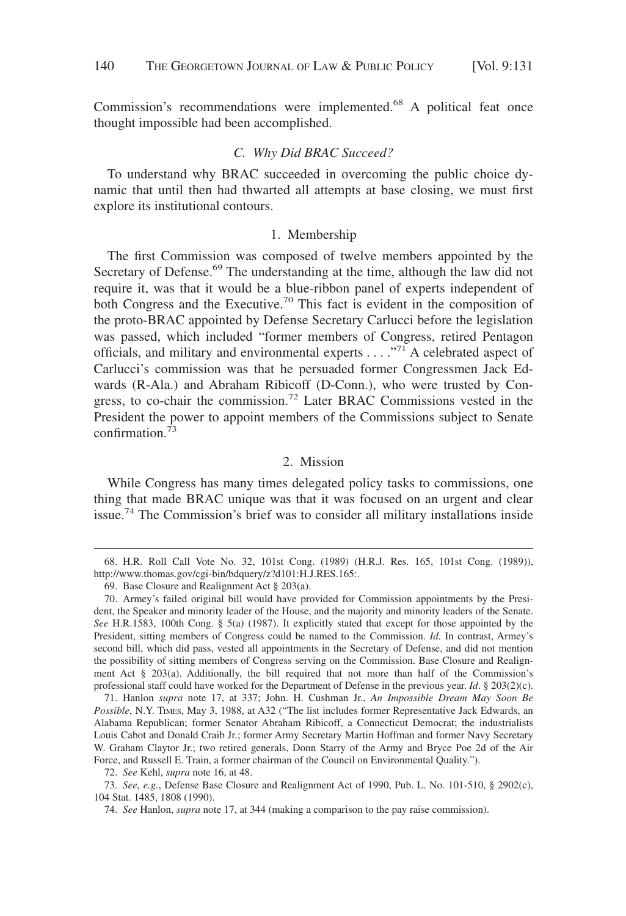Commission's recommendations were implemented.[68] A political feat once thought impossible had been accomplished.

### *C. Why Did BRAC Succeed?*

To understand why BRAC succeeded in overcoming the public choice dynamic that until then had thwarted all attempts at base closing, we must first explore its institutional contours.

#### 1. Membership

The first Commission was composed of twelve members appointed by the Secretary of Defense.[69] The understanding at the time, although the law did not require it, was that it would be a blue-ribbon panel of experts independent of both Congress and the Executive.[70] This fact is evident in the composition of the proto-BRAC appointed by Defense Secretary Carlucci before the legislation was passed, which included "former members of Congress, retired Pentagon officials, and military and environmental experts . . . ."[71] A celebrated aspect of Carlucci's commission was that he persuaded former Congressmen Jack Edwards (R-Ala.) and Abraham Ribicoff (D-Conn.), who were trusted by Congress, to co-chair the commission.[72] Later BRAC Commissions vested in the President the power to appoint members of the Commissions subject to Senate confirmation.[73]

#### 2. Mission

While Congress has many times delegated policy tasks to commissions, one thing that made BRAC unique was that it was focused on an urgent and clear issue.[74] The Commission's brief was to consider all military installations inside

---

68. H.R. Roll Call Vote No. 32, 101st Cong. (1989) (H.R.J. Res. 165, 101st Cong. (1989)), http://www.thomas.gov/cgi-bin/bdquery/z?d101:H.J.RES.165:.

69. Base Closure and Realignment Act § 203(a).

70. Armey's failed original bill would have provided for Commission appointments by the President, the Speaker and minority leader of the House, and the majority and minority leaders of the Senate. *See* H.R.1583, 100th Cong. § 5(a) (1987). It explicitly stated that except for those appointed by the President, sitting members of Congress could be named to the Commission. *Id.* In contrast, Armey's second bill, which did pass, vested all appointments in the Secretary of Defense, and did not mention the possibility of sitting members of Congress serving on the Commission. Base Closure and Realignment Act § 203(a). Additionally, the bill required that not more than half of the Commission's professional staff could have worked for the Department of Defense in the previous year. *Id*. § 203(2)(c).

71. Hanlon *supra* note 17, at 337; John. H. Cushman Jr., *An Impossible Dream May Soon Be Possible*, N.Y. TIMES, May 3, 1988, at A32 ("The list includes former Representative Jack Edwards, an Alabama Republican; former Senator Abraham Ribicoff, a Connecticut Democrat; the industrialists Louis Cabot and Donald Craib Jr.; former Army Secretary Martin Hoffman and former Navy Secretary W. Graham Claytor Jr.; two retired generals, Donn Starry of the Army and Bryce Poe 2d of the Air Force, and Russell E. Train, a former chairman of the Council on Environmental Quality.").

72. *See* Kehl, *supra* note 16, at 48.

73. *See, e.g.*, Defense Base Closure and Realignment Act of 1990, Pub. L. No. 101-510, § 2902(c), 104 Stat. 1485, 1808 (1990).

74. *See* Hanlon, *supra* note 17, at 344 (making a comparison to the pay raise commission).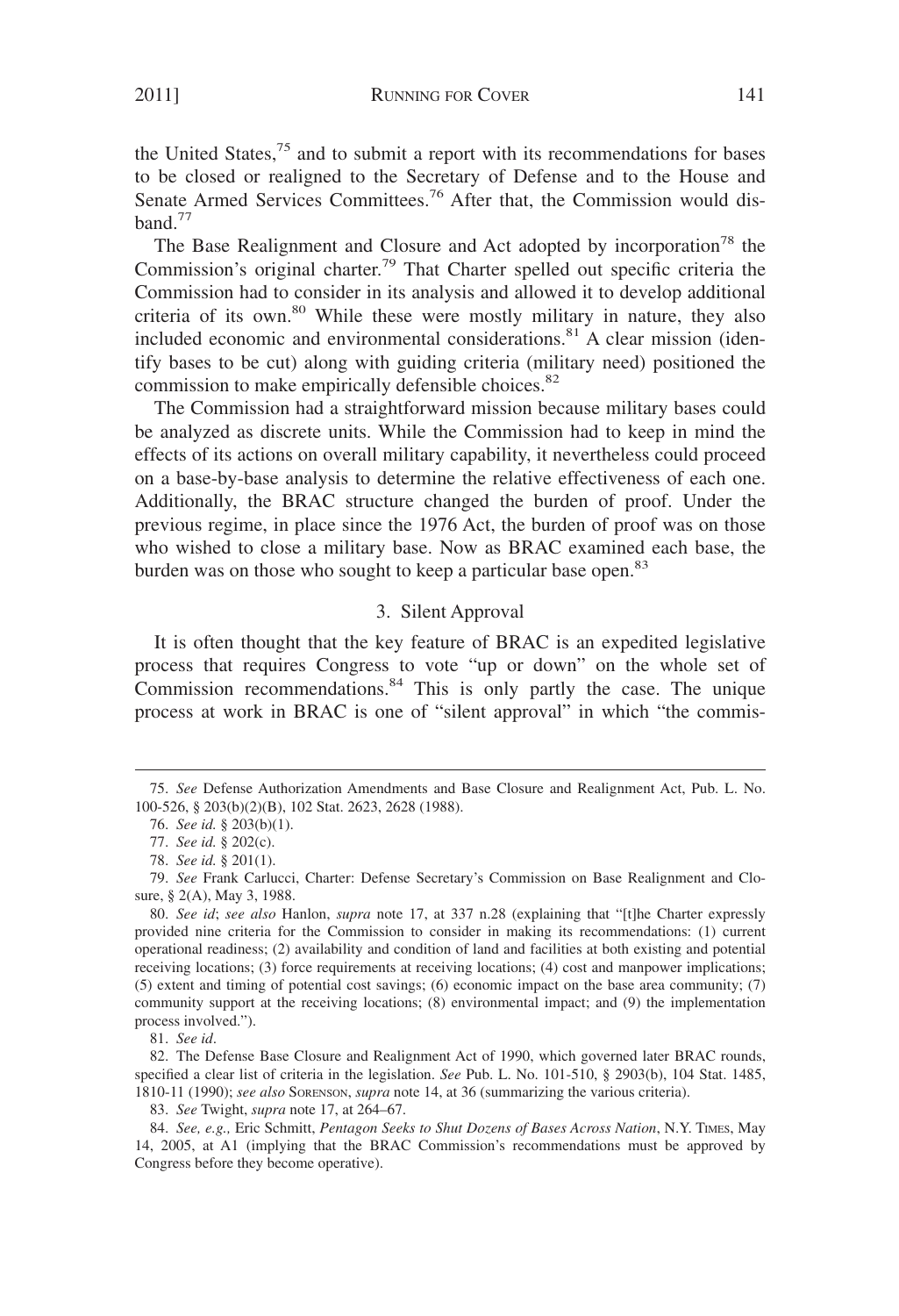the United States,[75] and to submit a report with its recommendations for bases to be closed or realigned to the Secretary of Defense and to the House and Senate Armed Services Committees.[76] After that, the Commission would disband.[77]

The Base Realignment and Closure and Act adopted by incorporation[78] the Commission's original charter.[79] That Charter spelled out specific criteria the Commission had to consider in its analysis and allowed it to develop additional criteria of its own.[80] While these were mostly military in nature, they also included economic and environmental considerations.[81] A clear mission (identify bases to be cut) along with guiding criteria (military need) positioned the commission to make empirically defensible choices.[82]

The Commission had a straightforward mission because military bases could be analyzed as discrete units. While the Commission had to keep in mind the effects of its actions on overall military capability, it nevertheless could proceed on a base-by-base analysis to determine the relative effectiveness of each one. Additionally, the BRAC structure changed the burden of proof. Under the previous regime, in place since the 1976 Act, the burden of proof was on those who wished to close a military base. Now as BRAC examined each base, the burden was on those who sought to keep a particular base open.[83]

### 3. Silent Approval

It is often thought that the key feature of BRAC is an expedited legislative process that requires Congress to vote "up or down" on the whole set of Commission recommendations.[84] This is only partly the case. The unique process at work in BRAC is one of "silent approval" in which "the commis-

---

75. *See* Defense Authorization Amendments and Base Closure and Realignment Act, Pub. L. No. 100-526, § 203(b)(2)(B), 102 Stat. 2623, 2628 (1988).

76. *See id.* § 203(b)(1).

77. *See id.* § 202(c).

78. *See id.* § 201(1).

79. *See* Frank Carlucci, Charter: Defense Secretary's Commission on Base Realignment and Closure, § 2(A), May 3, 1988.

80. *See id*; *see also* Hanlon, *supra* note 17, at 337 n.28 (explaining that "[t]he Charter expressly provided nine criteria for the Commission to consider in making its recommendations: (1) current operational readiness; (2) availability and condition of land and facilities at both existing and potential receiving locations; (3) force requirements at receiving locations; (4) cost and manpower implications; (5) extent and timing of potential cost savings; (6) economic impact on the base area community; (7) community support at the receiving locations; (8) environmental impact; and (9) the implementation process involved.").

81. *See id*.

82. The Defense Base Closure and Realignment Act of 1990, which governed later BRAC rounds, specified a clear list of criteria in the legislation. *See* Pub. L. No. 101-510, § 2903(b), 104 Stat. 1485, 1810-11 (1990); *see also* SORENSON, *supra* note 14, at 36 (summarizing the various criteria).

83. *See* Twight, *supra* note 17, at 264–67.

84. *See, e.g.,* Eric Schmitt, *Pentagon Seeks to Shut Dozens of Bases Across Nation*, N.Y. TIMES, May 14, 2005, at A1 (implying that the BRAC Commission's recommendations must be approved by Congress before they become operative).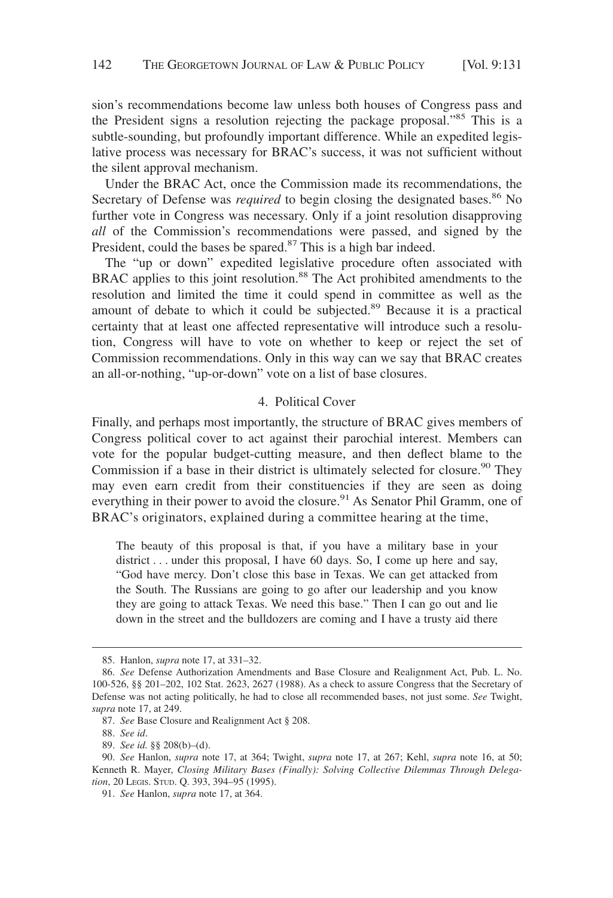sion's recommendations become law unless both houses of Congress pass and the President signs a resolution rejecting the package proposal."[85] This is a subtle-sounding, but profoundly important difference. While an expedited legislative process was necessary for BRAC's success, it was not sufficient without the silent approval mechanism.

Under the BRAC Act, once the Commission made its recommendations, the Secretary of Defense was *required* to begin closing the designated bases.[86] No further vote in Congress was necessary. Only if a joint resolution disapproving *all* of the Commission's recommendations were passed, and signed by the President, could the bases be spared.[87] This is a high bar indeed.

The "up or down" expedited legislative procedure often associated with BRAC applies to this joint resolution.[88] The Act prohibited amendments to the resolution and limited the time it could spend in committee as well as the amount of debate to which it could be subjected.[89] Because it is a practical certainty that at least one affected representative will introduce such a resolution, Congress will have to vote on whether to keep or reject the set of Commission recommendations. Only in this way can we say that BRAC creates an all-or-nothing, "up-or-down" vote on a list of base closures.

#### 4. Political Cover

Finally, and perhaps most importantly, the structure of BRAC gives members of Congress political cover to act against their parochial interest. Members can vote for the popular budget-cutting measure, and then deflect blame to the Commission if a base in their district is ultimately selected for closure.[90] They may even earn credit from their constituencies if they are seen as doing everything in their power to avoid the closure.[91] As Senator Phil Gramm, one of BRAC's originators, explained during a committee hearing at the time,

> The beauty of this proposal is that, if you have a military base in your district . . . under this proposal, I have 60 days. So, I come up here and say, "God have mercy. Don't close this base in Texas. We can get attacked from the South. The Russians are going to go after our leadership and you know they are going to attack Texas. We need this base." Then I can go out and lie down in the street and the bulldozers are coming and I have a trusty aid there

---

85. Hanlon, *supra* note 17, at 331–32.

86. *See* Defense Authorization Amendments and Base Closure and Realignment Act, Pub. L. No. 100-526, §§ 201–202, 102 Stat. 2623, 2627 (1988). As a check to assure Congress that the Secretary of Defense was not acting politically, he had to close all recommended bases, not just some. *See* Twight, *supra* note 17, at 249.

87. *See* Base Closure and Realignment Act § 208.

88. *See id*.

89. *See id.* §§ 208(b)–(d).

90. *See* Hanlon, *supra* note 17, at 364; Twight, *supra* note 17, at 267; Kehl, *supra* note 16, at 50; Kenneth R. Mayer, *Closing Military Bases (Finally): Solving Collective Dilemmas Through Delegation*, 20 LEGIS. STUD. Q. 393, 394–95 (1995).

91. *See* Hanlon, *supra* note 17, at 364.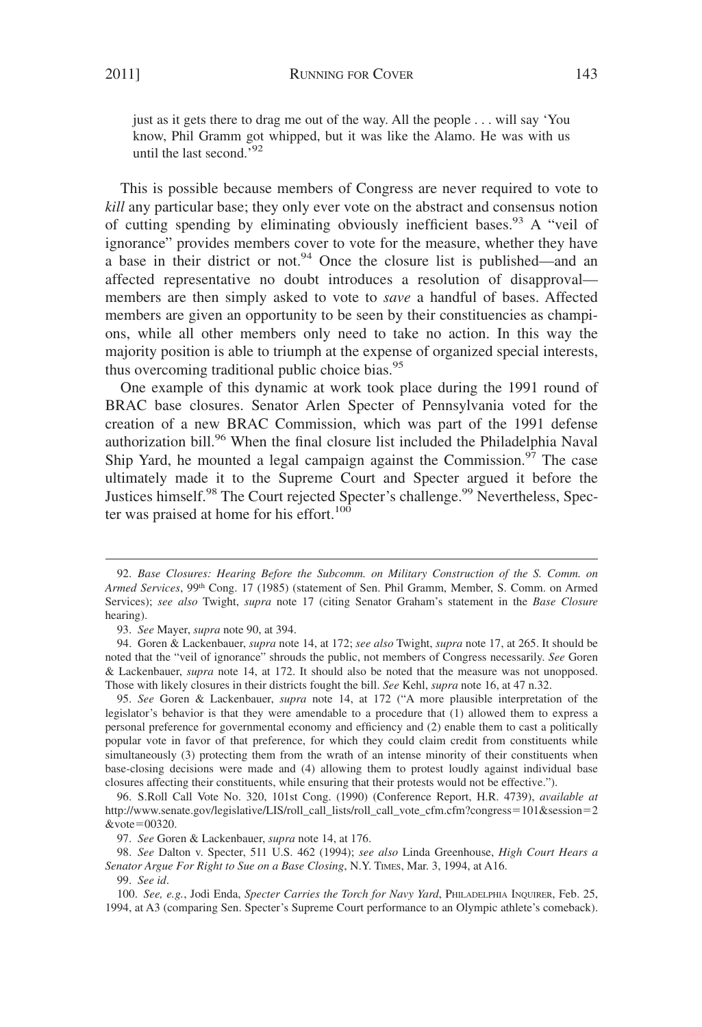just as it gets there to drag me out of the way. All the people . . . will say 'You know, Phil Gramm got whipped, but it was like the Alamo. He was with us until the last second.'[92]

This is possible because members of Congress are never required to vote to *kill* any particular base; they only ever vote on the abstract and consensus notion of cutting spending by eliminating obviously inefficient bases.[93] A "veil of ignorance" provides members cover to vote for the measure, whether they have a base in their district or not.[94] Once the closure list is published—and an affected representative no doubt introduces a resolution of disapproval—members are then simply asked to vote to *save* a handful of bases. Affected members are given an opportunity to be seen by their constituencies as champions, while all other members only need to take no action. In this way the majority position is able to triumph at the expense of organized special interests, thus overcoming traditional public choice bias.[95]

One example of this dynamic at work took place during the 1991 round of BRAC base closures. Senator Arlen Specter of Pennsylvania voted for the creation of a new BRAC Commission, which was part of the 1991 defense authorization bill.[96] When the final closure list included the Philadelphia Naval Ship Yard, he mounted a legal campaign against the Commission.[97] The case ultimately made it to the Supreme Court and Specter argued it before the Justices himself.[98] The Court rejected Specter's challenge.[99] Nevertheless, Specter was praised at home for his effort.[100]

---

92. *Base Closures: Hearing Before the Subcomm. on Military Construction of the S. Comm. on Armed Services*, 99th Cong. 17 (1985) (statement of Sen. Phil Gramm, Member, S. Comm. on Armed Services); *see also* Twight, *supra* note 17 (citing Senator Graham's statement in the *Base Closure* hearing).

93. *See* Mayer, *supra* note 90, at 394.

94. Goren & Lackenbauer, *supra* note 14, at 172; *see also* Twight, *supra* note 17, at 265. It should be noted that the "veil of ignorance" shrouds the public, not members of Congress necessarily. *See* Goren & Lackenbauer, *supra* note 14, at 172. It should also be noted that the measure was not unopposed. Those with likely closures in their districts fought the bill. *See* Kehl, *supra* note 16, at 47 n.32.

95. *See* Goren & Lackenbauer, *supra* note 14, at 172 ("A more plausible interpretation of the legislator's behavior is that they were amendable to a procedure that (1) allowed them to express a personal preference for governmental economy and efficiency and (2) enable them to cast a politically popular vote in favor of that preference, for which they could claim credit from constituents while simultaneously (3) protecting them from the wrath of an intense minority of their constituents when base-closing decisions were made and (4) allowing them to protest loudly against individual base closures affecting their constituents, while ensuring that their protests would not be effective.").

96. S.Roll Call Vote No. 320, 101st Cong. (1990) (Conference Report, H.R. 4739), *available at* http://www.senate.gov/legislative/LIS/roll_call_lists/roll_call_vote_cfm.cfm?congress=101&session=2&vote=00320.

97. *See* Goren & Lackenbauer, *supra* note 14, at 176.

98. *See* Dalton v. Specter, 511 U.S. 462 (1994); *see also* Linda Greenhouse, *High Court Hears a Senator Argue For Right to Sue on a Base Closing*, N.Y. TIMES, Mar. 3, 1994, at A16.

99. *See id*.

100. *See, e.g.*, Jodi Enda, *Specter Carries the Torch for Navy Yard*, PHILADELPHIA INQUIRER, Feb. 25, 1994, at A3 (comparing Sen. Specter's Supreme Court performance to an Olympic athlete's comeback).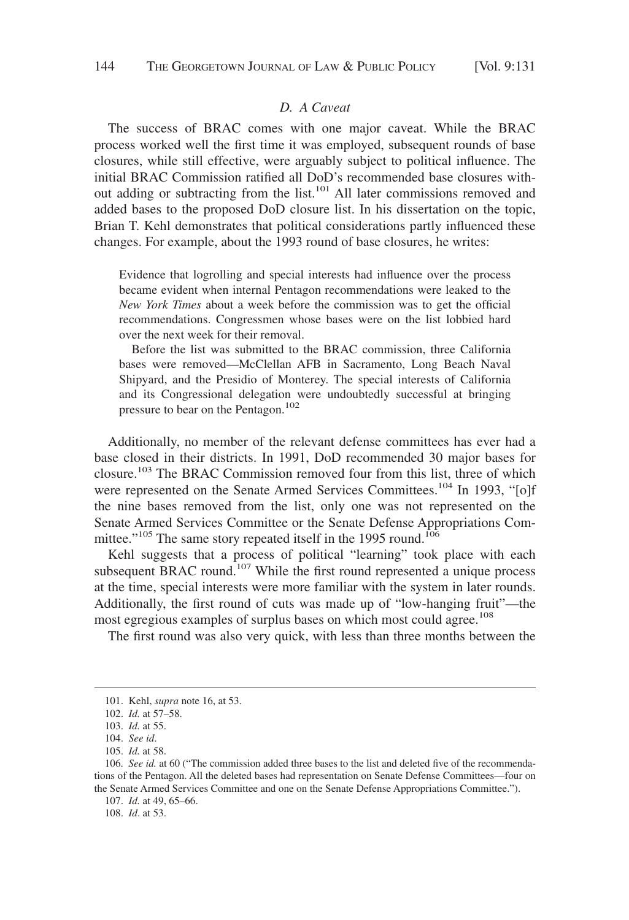### *D. A Caveat*

The success of BRAC comes with one major caveat. While the BRAC process worked well the first time it was employed, subsequent rounds of base closures, while still effective, were arguably subject to political influence. The initial BRAC Commission ratified all DoD's recommended base closures without adding or subtracting from the list.[101] All later commissions removed and added bases to the proposed DoD closure list. In his dissertation on the topic, Brian T. Kehl demonstrates that political considerations partly influenced these changes. For example, about the 1993 round of base closures, he writes:

> Evidence that logrolling and special interests had influence over the process became evident when internal Pentagon recommendations were leaked to the *New York Times* about a week before the commission was to get the official recommendations. Congressmen whose bases were on the list lobbied hard over the next week for their removal.
>
> Before the list was submitted to the BRAC commission, three California bases were removed—McClellan AFB in Sacramento, Long Beach Naval Shipyard, and the Presidio of Monterey. The special interests of California and its Congressional delegation were undoubtedly successful at bringing pressure to bear on the Pentagon.[102]

Additionally, no member of the relevant defense committees has ever had a base closed in their districts. In 1991, DoD recommended 30 major bases for closure.[103] The BRAC Commission removed four from this list, three of which were represented on the Senate Armed Services Committees.[104] In 1993, "[o]f the nine bases removed from the list, only one was not represented on the Senate Armed Services Committee or the Senate Defense Appropriations Committee."[105] The same story repeated itself in the 1995 round.[106]

Kehl suggests that a process of political "learning" took place with each subsequent BRAC round.[107] While the first round represented a unique process at the time, special interests were more familiar with the system in later rounds. Additionally, the first round of cuts was made up of "low-hanging fruit"—the most egregious examples of surplus bases on which most could agree.[108]

The first round was also very quick, with less than three months between the

---

101. Kehl, *supra* note 16, at 53.
102. *Id.* at 57–58.
103. *Id.* at 55.
104. *See id*.
105. *Id.* at 58.
106. *See id.* at 60 ("The commission added three bases to the list and deleted five of the recommendations of the Pentagon. All the deleted bases had representation on Senate Defense Committees—four on the Senate Armed Services Committee and one on the Senate Defense Appropriations Committee.").
107. *Id.* at 49, 65–66.
108. *Id*. at 53.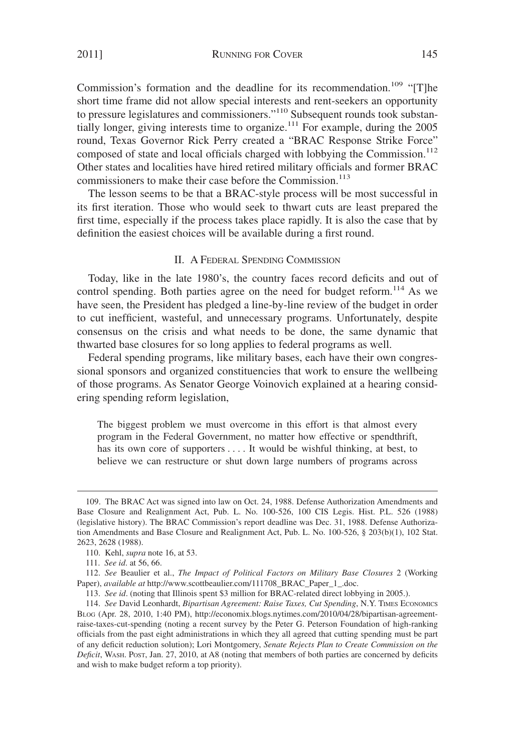Commission's formation and the deadline for its recommendation.[109] "[T]he short time frame did not allow special interests and rent-seekers an opportunity to pressure legislatures and commissioners."[110] Subsequent rounds took substantially longer, giving interests time to organize.[111] For example, during the 2005 round, Texas Governor Rick Perry created a "BRAC Response Strike Force" composed of state and local officials charged with lobbying the Commission.[112] Other states and localities have hired retired military officials and former BRAC commissioners to make their case before the Commission.[113]

The lesson seems to be that a BRAC-style process will be most successful in its first iteration. Those who would seek to thwart cuts are least prepared the first time, especially if the process takes place rapidly. It is also the case that by definition the easiest choices will be available during a first round.

## II. A Federal Spending Commission

Today, like in the late 1980's, the country faces record deficits and out of control spending. Both parties agree on the need for budget reform.[114] As we have seen, the President has pledged a line-by-line review of the budget in order to cut inefficient, wasteful, and unnecessary programs. Unfortunately, despite consensus on the crisis and what needs to be done, the same dynamic that thwarted base closures for so long applies to federal programs as well.

Federal spending programs, like military bases, each have their own congressional sponsors and organized constituencies that work to ensure the wellbeing of those programs. As Senator George Voinovich explained at a hearing considering spending reform legislation,

> The biggest problem we must overcome in this effort is that almost every program in the Federal Government, no matter how effective or spendthrift, has its own core of supporters . . . . It would be wishful thinking, at best, to believe we can restructure or shut down large numbers of programs across

---

109. The BRAC Act was signed into law on Oct. 24, 1988. Defense Authorization Amendments and Base Closure and Realignment Act, Pub. L. No. 100-526, 100 CIS Legis. Hist. P.L. 526 (1988) (legislative history). The BRAC Commission's report deadline was Dec. 31, 1988. Defense Authorization Amendments and Base Closure and Realignment Act, Pub. L. No. 100-526, § 203(b)(1), 102 Stat. 2623, 2628 (1988).

110. Kehl, *supra* note 16, at 53.

111. *See id*. at 56, 66.

112. *See* Beaulier et al., *The Impact of Political Factors on Military Base Closures* 2 (Working Paper), *available at* http://www.scottbeaulier.com/111708_BRAC_Paper_1_.doc.

113. *See id*. (noting that Illinois spent $3 million for BRAC-related direct lobbying in 2005.).

114. *See* David Leonhardt, *Bipartisan Agreement: Raise Taxes, Cut Spending*, N.Y. Times Economics Blog (Apr. 28, 2010, 1:40 PM), http://economix.blogs.nytimes.com/2010/04/28/bipartisan-agreement-raise-taxes-cut-spending (noting a recent survey by the Peter G. Peterson Foundation of high-ranking officials from the past eight administrations in which they all agreed that cutting spending must be part of any deficit reduction solution); Lori Montgomery, *Senate Rejects Plan to Create Commission on the Deficit*, Wash. Post, Jan. 27, 2010, at A8 (noting that members of both parties are concerned by deficits and wish to make budget reform a top priority).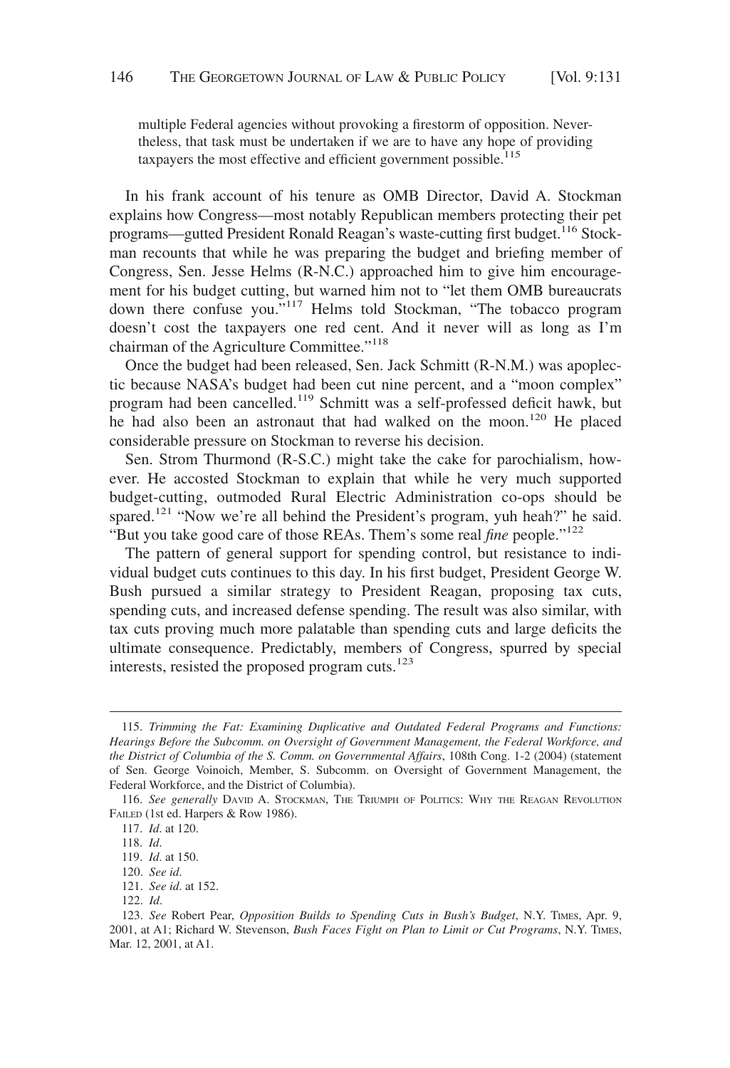multiple Federal agencies without provoking a firestorm of opposition. Nevertheless, that task must be undertaken if we are to have any hope of providing taxpayers the most effective and efficient government possible.[115]

In his frank account of his tenure as OMB Director, David A. Stockman explains how Congress—most notably Republican members protecting their pet programs—gutted President Ronald Reagan's waste-cutting first budget.[116] Stockman recounts that while he was preparing the budget and briefing member of Congress, Sen. Jesse Helms (R-N.C.) approached him to give him encouragement for his budget cutting, but warned him not to "let them OMB bureaucrats down there confuse you."[117] Helms told Stockman, "The tobacco program doesn't cost the taxpayers one red cent. And it never will as long as I'm chairman of the Agriculture Committee."[118]

Once the budget had been released, Sen. Jack Schmitt (R-N.M.) was apoplectic because NASA's budget had been cut nine percent, and a "moon complex" program had been cancelled.[119] Schmitt was a self-professed deficit hawk, but he had also been an astronaut that had walked on the moon.[120] He placed considerable pressure on Stockman to reverse his decision.

Sen. Strom Thurmond (R-S.C.) might take the cake for parochialism, however. He accosted Stockman to explain that while he very much supported budget-cutting, outmoded Rural Electric Administration co-ops should be spared.[121] "Now we're all behind the President's program, yuh heah?" he said. "But you take good care of those REAs. Them's some real *fine* people."[122]

The pattern of general support for spending control, but resistance to individual budget cuts continues to this day. In his first budget, President George W. Bush pursued a similar strategy to President Reagan, proposing tax cuts, spending cuts, and increased defense spending. The result was also similar, with tax cuts proving much more palatable than spending cuts and large deficits the ultimate consequence. Predictably, members of Congress, spurred by special interests, resisted the proposed program cuts.[123]

---

115. *Trimming the Fat: Examining Duplicative and Outdated Federal Programs and Functions: Hearings Before the Subcomm. on Oversight of Government Management, the Federal Workforce, and the District of Columbia of the S. Comm. on Governmental Affairs*, 108th Cong. 1-2 (2004) (statement of Sen. George Voinoich, Member, S. Subcomm. on Oversight of Government Management, the Federal Workforce, and the District of Columbia).

116. *See generally* DAVID A. STOCKMAN, THE TRIUMPH OF POLITICS: WHY THE REAGAN REVOLUTION FAILED (1st ed. Harpers & Row 1986).

117. *Id*. at 120.

118. *Id*.

119. *Id*. at 150.

120. *See id*.

121. *See id*. at 152.

122. *Id*.

123. *See* Robert Pear, *Opposition Builds to Spending Cuts in Bush's Budget*, N.Y. TIMES, Apr. 9, 2001, at A1; Richard W. Stevenson, *Bush Faces Fight on Plan to Limit or Cut Programs*, N.Y. TIMES, Mar. 12, 2001, at A1.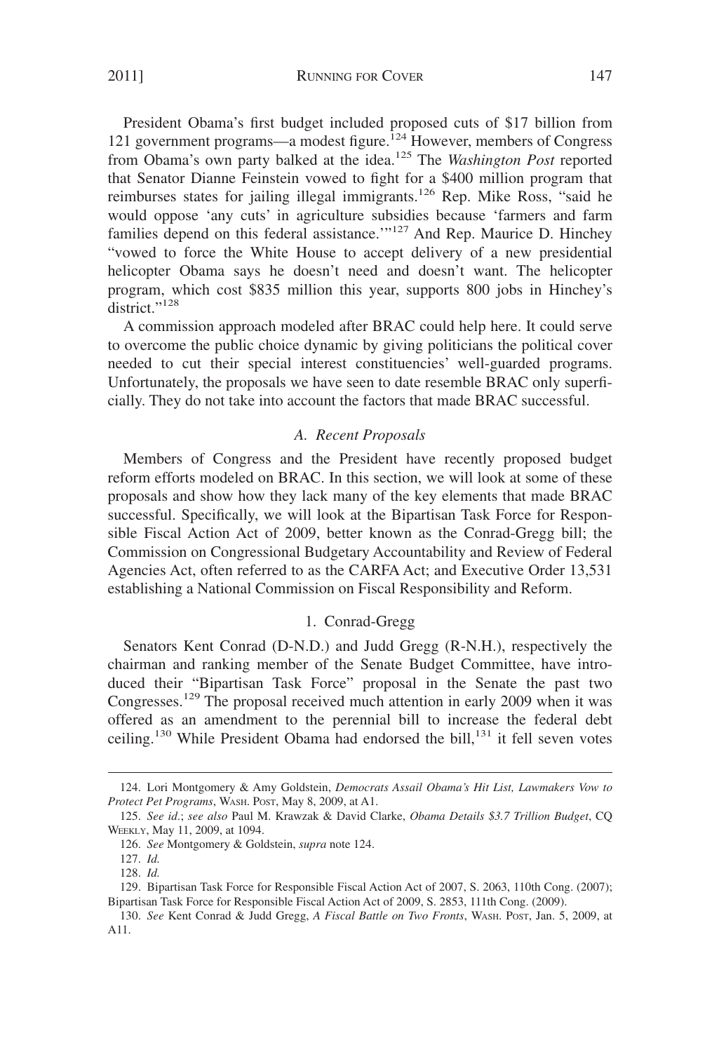President Obama's first budget included proposed cuts of $17 billion from 121 government programs—a modest figure.[124] However, members of Congress from Obama's own party balked at the idea.[125] The *Washington Post* reported that Senator Dianne Feinstein vowed to fight for a $400 million program that reimburses states for jailing illegal immigrants.[126] Rep. Mike Ross, "said he would oppose 'any cuts' in agriculture subsidies because 'farmers and farm families depend on this federal assistance.'"[127] And Rep. Maurice D. Hinchey "vowed to force the White House to accept delivery of a new presidential helicopter Obama says he doesn't need and doesn't want. The helicopter program, which cost $835 million this year, supports 800 jobs in Hinchey's district."[128]

A commission approach modeled after BRAC could help here. It could serve to overcome the public choice dynamic by giving politicians the political cover needed to cut their special interest constituencies' well-guarded programs. Unfortunately, the proposals we have seen to date resemble BRAC only superficially. They do not take into account the factors that made BRAC successful.

### *A. Recent Proposals*

Members of Congress and the President have recently proposed budget reform efforts modeled on BRAC. In this section, we will look at some of these proposals and show how they lack many of the key elements that made BRAC successful. Specifically, we will look at the Bipartisan Task Force for Responsible Fiscal Action Act of 2009, better known as the Conrad-Gregg bill; the Commission on Congressional Budgetary Accountability and Review of Federal Agencies Act, often referred to as the CARFA Act; and Executive Order 13,531 establishing a National Commission on Fiscal Responsibility and Reform.

#### 1. Conrad-Gregg

Senators Kent Conrad (D-N.D.) and Judd Gregg (R-N.H.), respectively the chairman and ranking member of the Senate Budget Committee, have introduced their "Bipartisan Task Force" proposal in the Senate the past two Congresses.[129] The proposal received much attention in early 2009 when it was offered as an amendment to the perennial bill to increase the federal debt ceiling.[130] While President Obama had endorsed the bill,[131] it fell seven votes

---

124. Lori Montgomery & Amy Goldstein, *Democrats Assail Obama's Hit List, Lawmakers Vow to Protect Pet Programs*, WASH. POST, May 8, 2009, at A1.

125. *See id.*; *see also* Paul M. Krawzak & David Clarke, *Obama Details $3.7 Trillion Budget*, CQ WEEKLY, May 11, 2009, at 1094.

126. *See* Montgomery & Goldstein, *supra* note 124.

127. *Id.*

128. *Id.*

129. Bipartisan Task Force for Responsible Fiscal Action Act of 2007, S. 2063, 110th Cong. (2007); Bipartisan Task Force for Responsible Fiscal Action Act of 2009, S. 2853, 111th Cong. (2009).

130. *See* Kent Conrad & Judd Gregg, *A Fiscal Battle on Two Fronts*, WASH. POST, Jan. 5, 2009, at A11.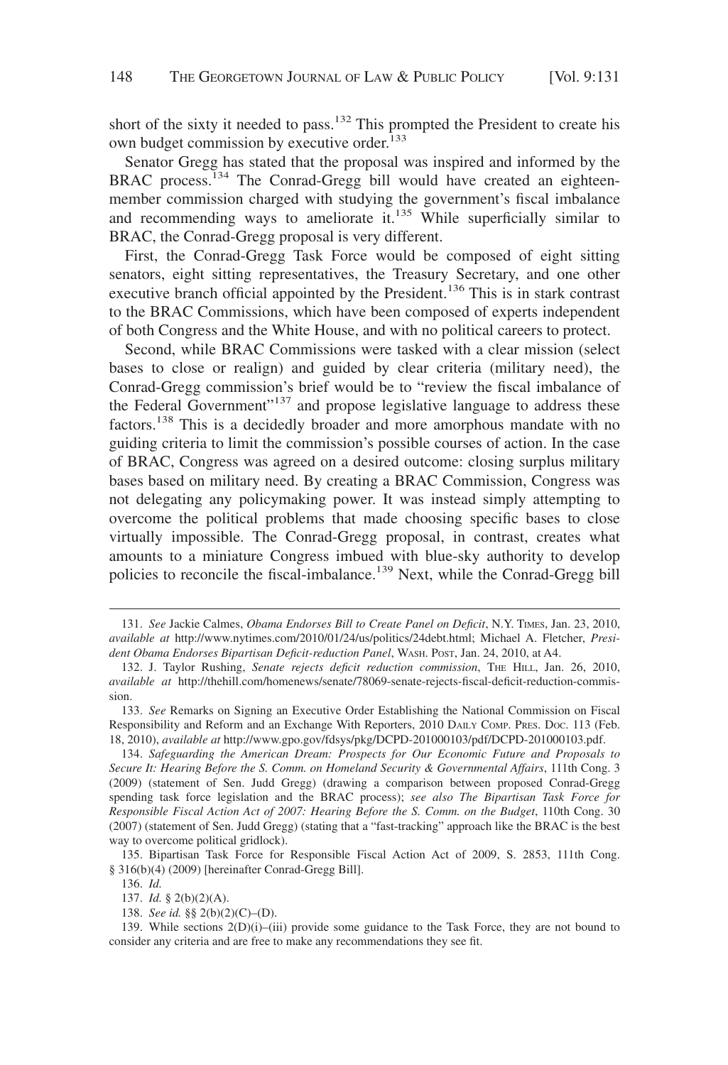short of the sixty it needed to pass.[132] This prompted the President to create his own budget commission by executive order.[133]

Senator Gregg has stated that the proposal was inspired and informed by the BRAC process.[134] The Conrad-Gregg bill would have created an eighteen-member commission charged with studying the government's fiscal imbalance and recommending ways to ameliorate it.[135] While superficially similar to BRAC, the Conrad-Gregg proposal is very different.

First, the Conrad-Gregg Task Force would be composed of eight sitting senators, eight sitting representatives, the Treasury Secretary, and one other executive branch official appointed by the President.[136] This is in stark contrast to the BRAC Commissions, which have been composed of experts independent of both Congress and the White House, and with no political careers to protect.

Second, while BRAC Commissions were tasked with a clear mission (select bases to close or realign) and guided by clear criteria (military need), the Conrad-Gregg commission's brief would be to "review the fiscal imbalance of the Federal Government"[137] and propose legislative language to address these factors.[138] This is a decidedly broader and more amorphous mandate with no guiding criteria to limit the commission's possible courses of action. In the case of BRAC, Congress was agreed on a desired outcome: closing surplus military bases based on military need. By creating a BRAC Commission, Congress was not delegating any policymaking power. It was instead simply attempting to overcome the political problems that made choosing specific bases to close virtually impossible. The Conrad-Gregg proposal, in contrast, creates what amounts to a miniature Congress imbued with blue-sky authority to develop policies to reconcile the fiscal-imbalance.[139] Next, while the Conrad-Gregg bill

---

131. *See* Jackie Calmes, *Obama Endorses Bill to Create Panel on Deficit*, N.Y. TIMES, Jan. 23, 2010, *available at* http://www.nytimes.com/2010/01/24/us/politics/24debt.html; Michael A. Fletcher, *President Obama Endorses Bipartisan Deficit-reduction Panel*, WASH. POST, Jan. 24, 2010, at A4.

132. J. Taylor Rushing, *Senate rejects deficit reduction commission*, THE HILL, Jan. 26, 2010, *available at* http://thehill.com/homenews/senate/78069-senate-rejects-fiscal-deficit-reduction-commission.

133. *See* Remarks on Signing an Executive Order Establishing the National Commission on Fiscal Responsibility and Reform and an Exchange With Reporters, 2010 DAILY COMP. PRES. DOC. 113 (Feb. 18, 2010), *available at* http://www.gpo.gov/fdsys/pkg/DCPD-201000103/pdf/DCPD-201000103.pdf.

134. *Safeguarding the American Dream: Prospects for Our Economic Future and Proposals to Secure It: Hearing Before the S. Comm. on Homeland Security & Governmental Affairs*, 111th Cong. 3 (2009) (statement of Sen. Judd Gregg) (drawing a comparison between proposed Conrad-Gregg spending task force legislation and the BRAC process); *see also The Bipartisan Task Force for Responsible Fiscal Action Act of 2007: Hearing Before the S. Comm. on the Budget*, 110th Cong. 30 (2007) (statement of Sen. Judd Gregg) (stating that a "fast-tracking" approach like the BRAC is the best way to overcome political gridlock).

135. Bipartisan Task Force for Responsible Fiscal Action Act of 2009, S. 2853, 111th Cong. § 316(b)(4) (2009) [hereinafter Conrad-Gregg Bill].

136. *Id.*

137. *Id.* § 2(b)(2)(A).

138. *See id.* §§ 2(b)(2)(C)–(D).

139. While sections 2(D)(i)–(iii) provide some guidance to the Task Force, they are not bound to consider any criteria and are free to make any recommendations they see fit.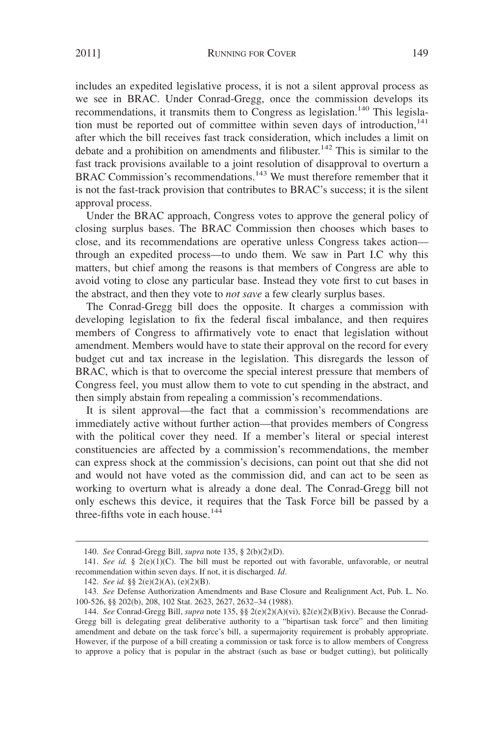includes an expedited legislative process, it is not a silent approval process as we see in BRAC. Under Conrad-Gregg, once the commission develops its recommendations, it transmits them to Congress as legislation.[140] This legislation must be reported out of committee within seven days of introduction,[141] after which the bill receives fast track consideration, which includes a limit on debate and a prohibition on amendments and filibuster.[142] This is similar to the fast track provisions available to a joint resolution of disapproval to overturn a BRAC Commission's recommendations.[143] We must therefore remember that it is not the fast-track provision that contributes to BRAC's success; it is the silent approval process.

Under the BRAC approach, Congress votes to approve the general policy of closing surplus bases. The BRAC Commission then chooses which bases to close, and its recommendations are operative unless Congress takes action—through an expedited process—to undo them. We saw in Part I.C why this matters, but chief among the reasons is that members of Congress are able to avoid voting to close any particular base. Instead they vote first to cut bases in the abstract, and then they vote to *not save* a few clearly surplus bases.

The Conrad-Gregg bill does the opposite. It charges a commission with developing legislation to fix the federal fiscal imbalance, and then requires members of Congress to affirmatively vote to enact that legislation without amendment. Members would have to state their approval on the record for every budget cut and tax increase in the legislation. This disregards the lesson of BRAC, which is that to overcome the special interest pressure that members of Congress feel, you must allow them to vote to cut spending in the abstract, and then simply abstain from repealing a commission's recommendations.

It is silent approval—the fact that a commission's recommendations are immediately active without further action—that provides members of Congress with the political cover they need. If a member's literal or special interest constituencies are affected by a commission's recommendations, the member can express shock at the commission's decisions, can point out that she did not and would not have voted as the commission did, and can act to be seen as working to overturn what is already a done deal. The Conrad-Gregg bill not only eschews this device, it requires that the Task Force bill be passed by a three-fifths vote in each house.[144]

---

140. *See* Conrad-Gregg Bill, *supra* note 135, § 2(b)(2)(D).

141. *See id.* § 2(e)(1)(C). The bill must be reported out with favorable, unfavorable, or neutral recommendation within seven days. If not, it is discharged. *Id*.

142. *See id.* §§ 2(e)(2)(A), (e)(2)(B).

143. *See* Defense Authorization Amendments and Base Closure and Realignment Act, Pub. L. No. 100-526, §§ 202(b), 208, 102 Stat. 2623, 2627, 2632–34 (1988).

144. *See* Conrad-Gregg Bill, *supra* note 135, §§ 2(e)(2)(A)(vi), §2(e)(2)(B)(iv). Because the Conrad-Gregg bill is delegating great deliberative authority to a "bipartisan task force" and then limiting amendment and debate on the task force's bill, a supermajority requirement is probably appropriate. However, if the purpose of a bill creating a commission or task force is to allow members of Congress to approve a policy that is popular in the abstract (such as base or budget cutting), but politically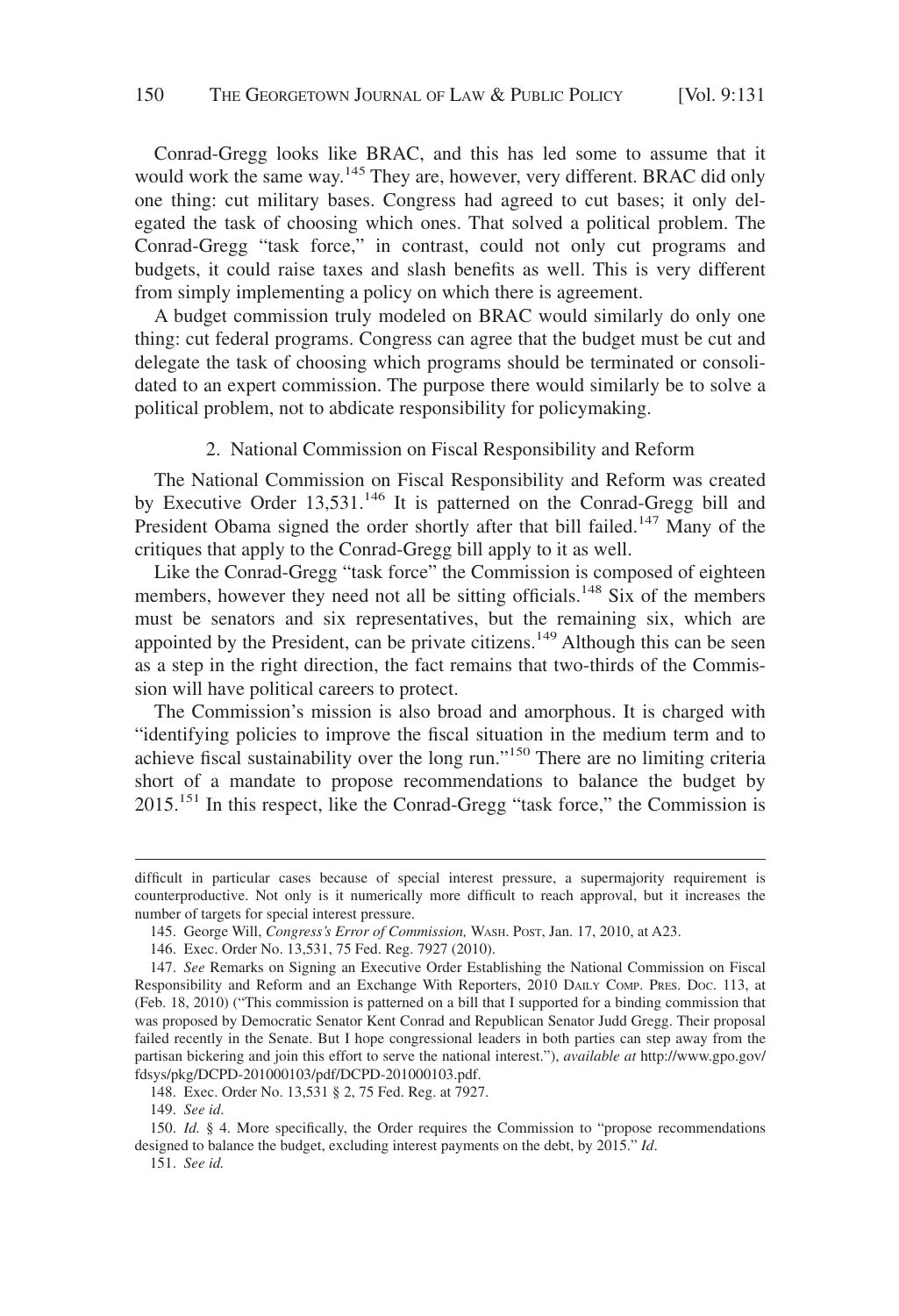Conrad-Gregg looks like BRAC, and this has led some to assume that it would work the same way.[145] They are, however, very different. BRAC did only one thing: cut military bases. Congress had agreed to cut bases; it only delegated the task of choosing which ones. That solved a political problem. The Conrad-Gregg "task force," in contrast, could not only cut programs and budgets, it could raise taxes and slash benefits as well. This is very different from simply implementing a policy on which there is agreement.

A budget commission truly modeled on BRAC would similarly do only one thing: cut federal programs. Congress can agree that the budget must be cut and delegate the task of choosing which programs should be terminated or consolidated to an expert commission. The purpose there would similarly be to solve a political problem, not to abdicate responsibility for policymaking.

### 2. National Commission on Fiscal Responsibility and Reform

The National Commission on Fiscal Responsibility and Reform was created by Executive Order 13,531.[146] It is patterned on the Conrad-Gregg bill and President Obama signed the order shortly after that bill failed.[147] Many of the critiques that apply to the Conrad-Gregg bill apply to it as well.

Like the Conrad-Gregg "task force" the Commission is composed of eighteen members, however they need not all be sitting officials.[148] Six of the members must be senators and six representatives, but the remaining six, which are appointed by the President, can be private citizens.[149] Although this can be seen as a step in the right direction, the fact remains that two-thirds of the Commission will have political careers to protect.

The Commission's mission is also broad and amorphous. It is charged with "identifying policies to improve the fiscal situation in the medium term and to achieve fiscal sustainability over the long run."[150] There are no limiting criteria short of a mandate to propose recommendations to balance the budget by 2015.[151] In this respect, like the Conrad-Gregg "task force," the Commission is

---

difficult in particular cases because of special interest pressure, a supermajority requirement is counterproductive. Not only is it numerically more difficult to reach approval, but it increases the number of targets for special interest pressure.

145. George Will, *Congress's Error of Commission,* WASH. POST, Jan. 17, 2010, at A23.

146. Exec. Order No. 13,531, 75 Fed. Reg. 7927 (2010).

147. *See* Remarks on Signing an Executive Order Establishing the National Commission on Fiscal Responsibility and Reform and an Exchange With Reporters, 2010 DAILY COMP. PRES. DOC. 113, at (Feb. 18, 2010) ("This commission is patterned on a bill that I supported for a binding commission that was proposed by Democratic Senator Kent Conrad and Republican Senator Judd Gregg. Their proposal failed recently in the Senate. But I hope congressional leaders in both parties can step away from the partisan bickering and join this effort to serve the national interest."), *available at* http://www.gpo.gov/fdsys/pkg/DCPD-201000103/pdf/DCPD-201000103.pdf.

148. Exec. Order No. 13,531 § 2, 75 Fed. Reg. at 7927.

149. *See id.*

150. *Id.* § 4. More specifically, the Order requires the Commission to "propose recommendations designed to balance the budget, excluding interest payments on the debt, by 2015." *Id.*

151. *See id.*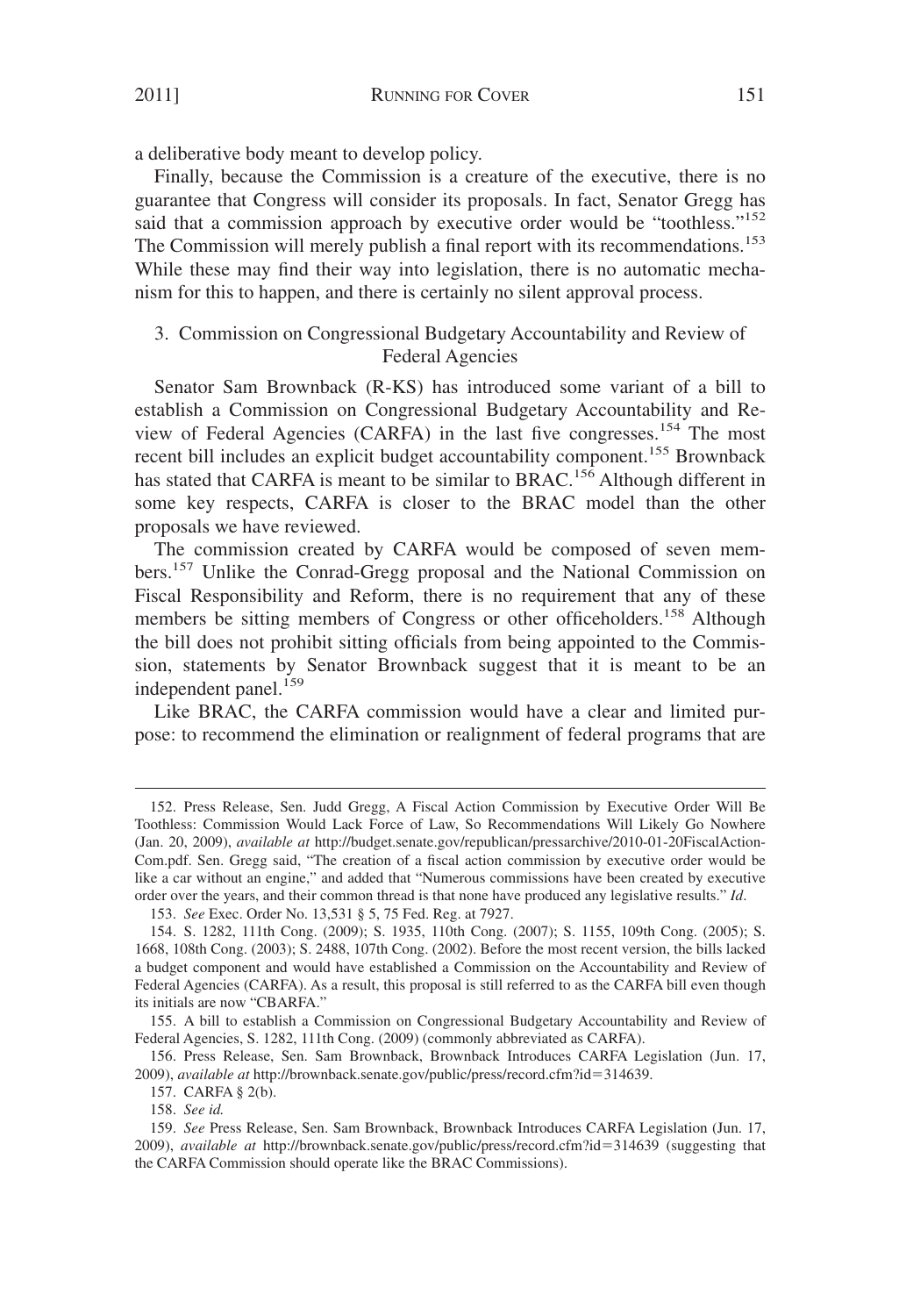a deliberative body meant to develop policy.

Finally, because the Commission is a creature of the executive, there is no guarantee that Congress will consider its proposals. In fact, Senator Gregg has said that a commission approach by executive order would be "toothless."[152] The Commission will merely publish a final report with its recommendations.[153] While these may find their way into legislation, there is no automatic mechanism for this to happen, and there is certainly no silent approval process.

### 3. Commission on Congressional Budgetary Accountability and Review of Federal Agencies

Senator Sam Brownback (R-KS) has introduced some variant of a bill to establish a Commission on Congressional Budgetary Accountability and Review of Federal Agencies (CARFA) in the last five congresses.[154] The most recent bill includes an explicit budget accountability component.[155] Brownback has stated that CARFA is meant to be similar to BRAC.[156] Although different in some key respects, CARFA is closer to the BRAC model than the other proposals we have reviewed.

The commission created by CARFA would be composed of seven members.[157] Unlike the Conrad-Gregg proposal and the National Commission on Fiscal Responsibility and Reform, there is no requirement that any of these members be sitting members of Congress or other officeholders.[158] Although the bill does not prohibit sitting officials from being appointed to the Commission, statements by Senator Brownback suggest that it is meant to be an independent panel.[159]

Like BRAC, the CARFA commission would have a clear and limited purpose: to recommend the elimination or realignment of federal programs that are

---

152. Press Release, Sen. Judd Gregg, A Fiscal Action Commission by Executive Order Will Be Toothless: Commission Would Lack Force of Law, So Recommendations Will Likely Go Nowhere (Jan. 20, 2009), *available at* http://budget.senate.gov/republican/pressarchive/2010-01-20FiscalAction-Com.pdf. Sen. Gregg said, "The creation of a fiscal action commission by executive order would be like a car without an engine," and added that "Numerous commissions have been created by executive order over the years, and their common thread is that none have produced any legislative results." *Id*.

153. *See* Exec. Order No. 13,531 § 5, 75 Fed. Reg. at 7927.

154. S. 1282, 111th Cong. (2009); S. 1935, 110th Cong. (2007); S. 1155, 109th Cong. (2005); S. 1668, 108th Cong. (2003); S. 2488, 107th Cong. (2002). Before the most recent version, the bills lacked a budget component and would have established a Commission on the Accountability and Review of Federal Agencies (CARFA). As a result, this proposal is still referred to as the CARFA bill even though its initials are now "CBARFA."

155. A bill to establish a Commission on Congressional Budgetary Accountability and Review of Federal Agencies, S. 1282, 111th Cong. (2009) (commonly abbreviated as CARFA).

156. Press Release, Sen. Sam Brownback, Brownback Introduces CARFA Legislation (Jun. 17, 2009), *available at* http://brownback.senate.gov/public/press/record.cfm?id=314639.

157. CARFA § 2(b).

158. *See id.*

159. *See* Press Release, Sen. Sam Brownback, Brownback Introduces CARFA Legislation (Jun. 17, 2009), *available at* http://brownback.senate.gov/public/press/record.cfm?id=314639 (suggesting that the CARFA Commission should operate like the BRAC Commissions).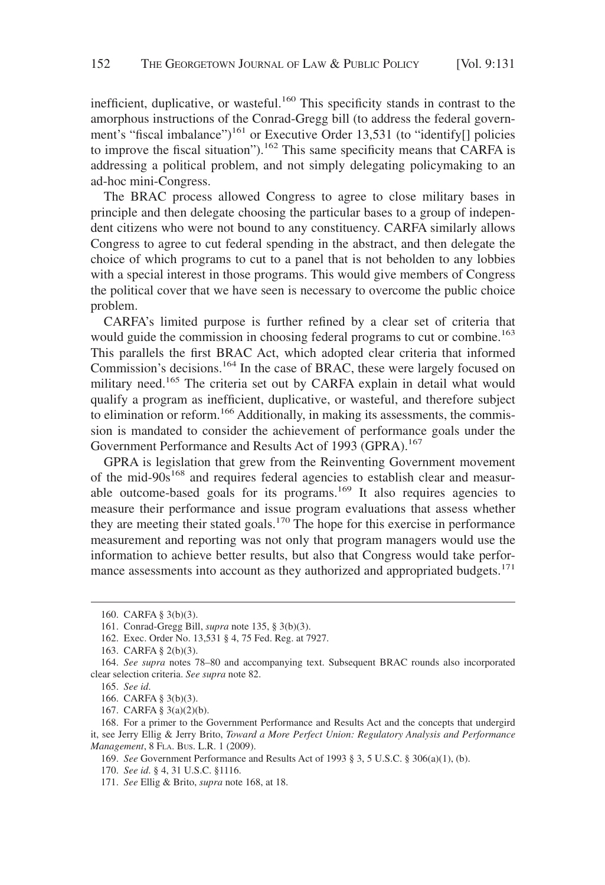inefficient, duplicative, or wasteful.[160] This specificity stands in contrast to the amorphous instructions of the Conrad-Gregg bill (to address the federal government's "fiscal imbalance")[161] or Executive Order 13,531 (to "identify[] policies to improve the fiscal situation").[162] This same specificity means that CARFA is addressing a political problem, and not simply delegating policymaking to an ad-hoc mini-Congress.

The BRAC process allowed Congress to agree to close military bases in principle and then delegate choosing the particular bases to a group of independent citizens who were not bound to any constituency. CARFA similarly allows Congress to agree to cut federal spending in the abstract, and then delegate the choice of which programs to cut to a panel that is not beholden to any lobbies with a special interest in those programs. This would give members of Congress the political cover that we have seen is necessary to overcome the public choice problem.

CARFA's limited purpose is further refined by a clear set of criteria that would guide the commission in choosing federal programs to cut or combine.[163] This parallels the first BRAC Act, which adopted clear criteria that informed Commission's decisions.[164] In the case of BRAC, these were largely focused on military need.[165] The criteria set out by CARFA explain in detail what would qualify a program as inefficient, duplicative, or wasteful, and therefore subject to elimination or reform.[166] Additionally, in making its assessments, the commission is mandated to consider the achievement of performance goals under the Government Performance and Results Act of 1993 (GPRA).[167]

GPRA is legislation that grew from the Reinventing Government movement of the mid-90s[168] and requires federal agencies to establish clear and measurable outcome-based goals for its programs.[169] It also requires agencies to measure their performance and issue program evaluations that assess whether they are meeting their stated goals.[170] The hope for this exercise in performance measurement and reporting was not only that program managers would use the information to achieve better results, but also that Congress would take performance assessments into account as they authorized and appropriated budgets.[171]

---

160. CARFA § 3(b)(3).

161. Conrad-Gregg Bill, *supra* note 135, § 3(b)(3).

162. Exec. Order No. 13,531 § 4, 75 Fed. Reg. at 7927.

163. CARFA § 2(b)(3).

164. *See supra* notes 78–80 and accompanying text. Subsequent BRAC rounds also incorporated clear selection criteria. *See supra* note 82.

165. *See id.*

166. CARFA § 3(b)(3).

167. CARFA § 3(a)(2)(b).

168. For a primer to the Government Performance and Results Act and the concepts that undergird it, see Jerry Ellig & Jerry Brito, *Toward a More Perfect Union: Regulatory Analysis and Performance Management*, 8 FLA. BUS. L.R. 1 (2009).

169. *See* Government Performance and Results Act of 1993 § 3, 5 U.S.C. § 306(a)(1), (b).

170. *See id.* § 4, 31 U.S.C. §1116.

171. *See* Ellig & Brito, *supra* note 168, at 18.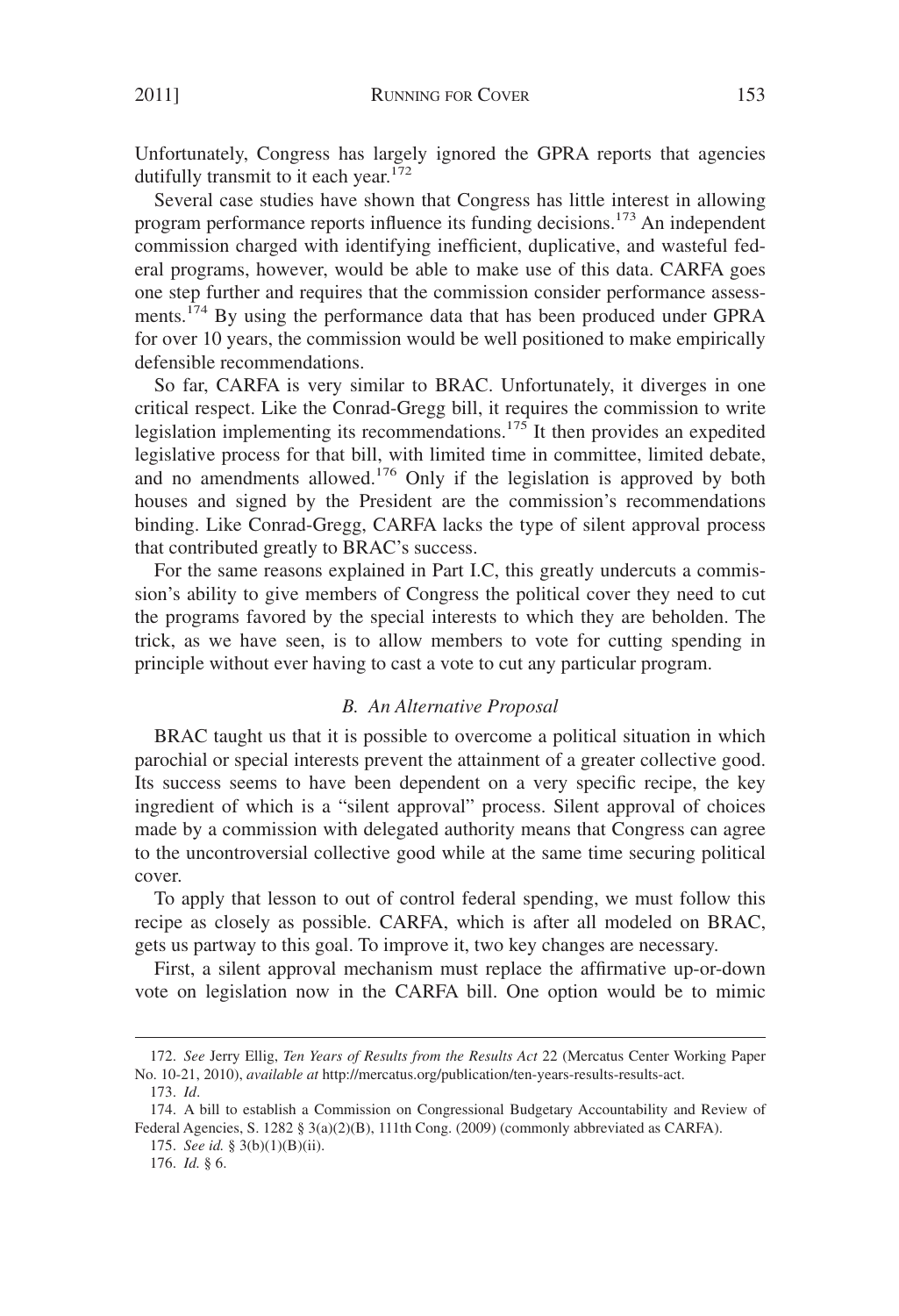Unfortunately, Congress has largely ignored the GPRA reports that agencies dutifully transmit to it each year.[172]

Several case studies have shown that Congress has little interest in allowing program performance reports influence its funding decisions.[173] An independent commission charged with identifying inefficient, duplicative, and wasteful federal programs, however, would be able to make use of this data. CARFA goes one step further and requires that the commission consider performance assessments.[174] By using the performance data that has been produced under GPRA for over 10 years, the commission would be well positioned to make empirically defensible recommendations.

So far, CARFA is very similar to BRAC. Unfortunately, it diverges in one critical respect. Like the Conrad-Gregg bill, it requires the commission to write legislation implementing its recommendations.[175] It then provides an expedited legislative process for that bill, with limited time in committee, limited debate, and no amendments allowed.[176] Only if the legislation is approved by both houses and signed by the President are the commission's recommendations binding. Like Conrad-Gregg, CARFA lacks the type of silent approval process that contributed greatly to BRAC's success.

For the same reasons explained in Part I.C, this greatly undercuts a commission's ability to give members of Congress the political cover they need to cut the programs favored by the special interests to which they are beholden. The trick, as we have seen, is to allow members to vote for cutting spending in principle without ever having to cast a vote to cut any particular program.

### *B. An Alternative Proposal*

BRAC taught us that it is possible to overcome a political situation in which parochial or special interests prevent the attainment of a greater collective good. Its success seems to have been dependent on a very specific recipe, the key ingredient of which is a "silent approval" process. Silent approval of choices made by a commission with delegated authority means that Congress can agree to the uncontroversial collective good while at the same time securing political cover.

To apply that lesson to out of control federal spending, we must follow this recipe as closely as possible. CARFA, which is after all modeled on BRAC, gets us partway to this goal. To improve it, two key changes are necessary.

First, a silent approval mechanism must replace the affirmative up-or-down vote on legislation now in the CARFA bill. One option would be to mimic

---

172. *See* Jerry Ellig, *Ten Years of Results from the Results Act* 22 (Mercatus Center Working Paper No. 10-21, 2010), *available at* http://mercatus.org/publication/ten-years-results-results-act.

173. *Id*.

174. A bill to establish a Commission on Congressional Budgetary Accountability and Review of Federal Agencies, S. 1282 § 3(a)(2)(B), 111th Cong. (2009) (commonly abbreviated as CARFA).

175. *See id.* § 3(b)(1)(B)(ii).

176. *Id.* § 6.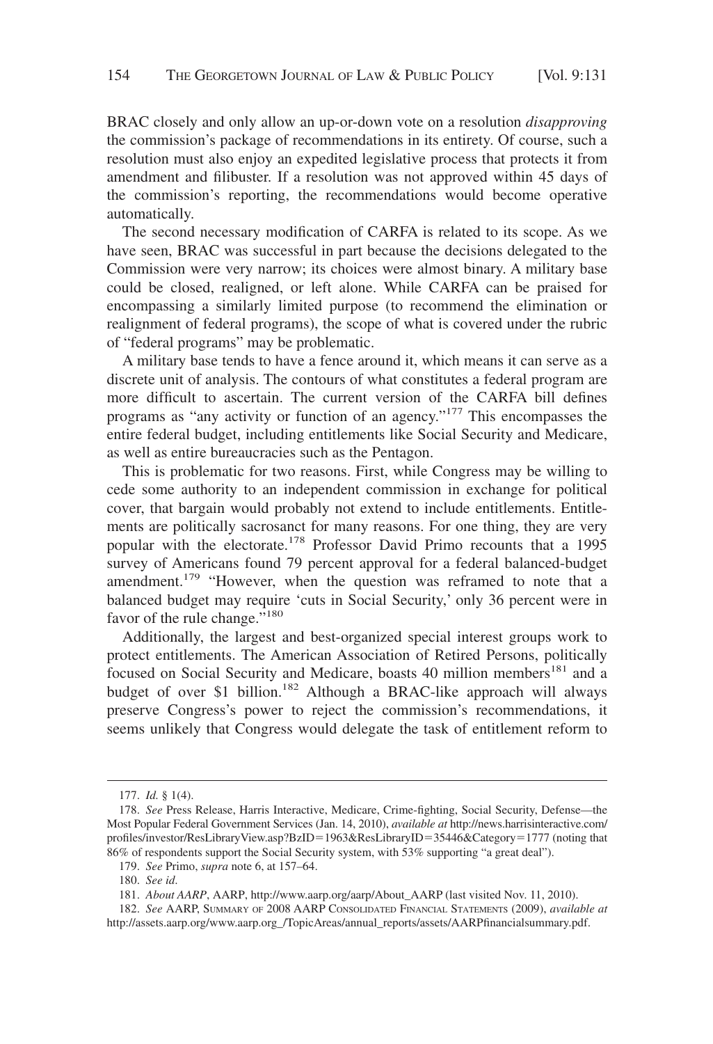BRAC closely and only allow an up-or-down vote on a resolution *disapproving* the commission's package of recommendations in its entirety. Of course, such a resolution must also enjoy an expedited legislative process that protects it from amendment and filibuster. If a resolution was not approved within 45 days of the commission's reporting, the recommendations would become operative automatically.

The second necessary modification of CARFA is related to its scope. As we have seen, BRAC was successful in part because the decisions delegated to the Commission were very narrow; its choices were almost binary. A military base could be closed, realigned, or left alone. While CARFA can be praised for encompassing a similarly limited purpose (to recommend the elimination or realignment of federal programs), the scope of what is covered under the rubric of "federal programs" may be problematic.

A military base tends to have a fence around it, which means it can serve as a discrete unit of analysis. The contours of what constitutes a federal program are more difficult to ascertain. The current version of the CARFA bill defines programs as "any activity or function of an agency."[177] This encompasses the entire federal budget, including entitlements like Social Security and Medicare, as well as entire bureaucracies such as the Pentagon.

This is problematic for two reasons. First, while Congress may be willing to cede some authority to an independent commission in exchange for political cover, that bargain would probably not extend to include entitlements. Entitlements are politically sacrosanct for many reasons. For one thing, they are very popular with the electorate.[178] Professor David Primo recounts that a 1995 survey of Americans found 79 percent approval for a federal balanced-budget amendment.[179] "However, when the question was reframed to note that a balanced budget may require 'cuts in Social Security,' only 36 percent were in favor of the rule change."[180]

Additionally, the largest and best-organized special interest groups work to protect entitlements. The American Association of Retired Persons, politically focused on Social Security and Medicare, boasts 40 million members[181] and a budget of over $1 billion.[182] Although a BRAC-like approach will always preserve Congress's power to reject the commission's recommendations, it seems unlikely that Congress would delegate the task of entitlement reform to

---

177. *Id.* § 1(4).

178. *See* Press Release, Harris Interactive, Medicare, Crime-fighting, Social Security, Defense—the Most Popular Federal Government Services (Jan. 14, 2010), *available at* http://news.harrisinteractive.com/profiles/investor/ResLibraryView.asp?BzID=1963&ResLibraryID=35446&Category=1777 (noting that 86% of respondents support the Social Security system, with 53% supporting "a great deal").

179. *See* Primo, *supra* note 6, at 157–64.

180. *See id.*

181. *About AARP*, AARP, http://www.aarp.org/aarp/About_AARP (last visited Nov. 11, 2010).

182. *See* AARP, SUMMARY OF 2008 AARP CONSOLIDATED FINANCIAL STATEMENTS (2009), *available at* http://assets.aarp.org/www.aarp.org_/TopicAreas/annual_reports/assets/AARPfinancialsummary.pdf.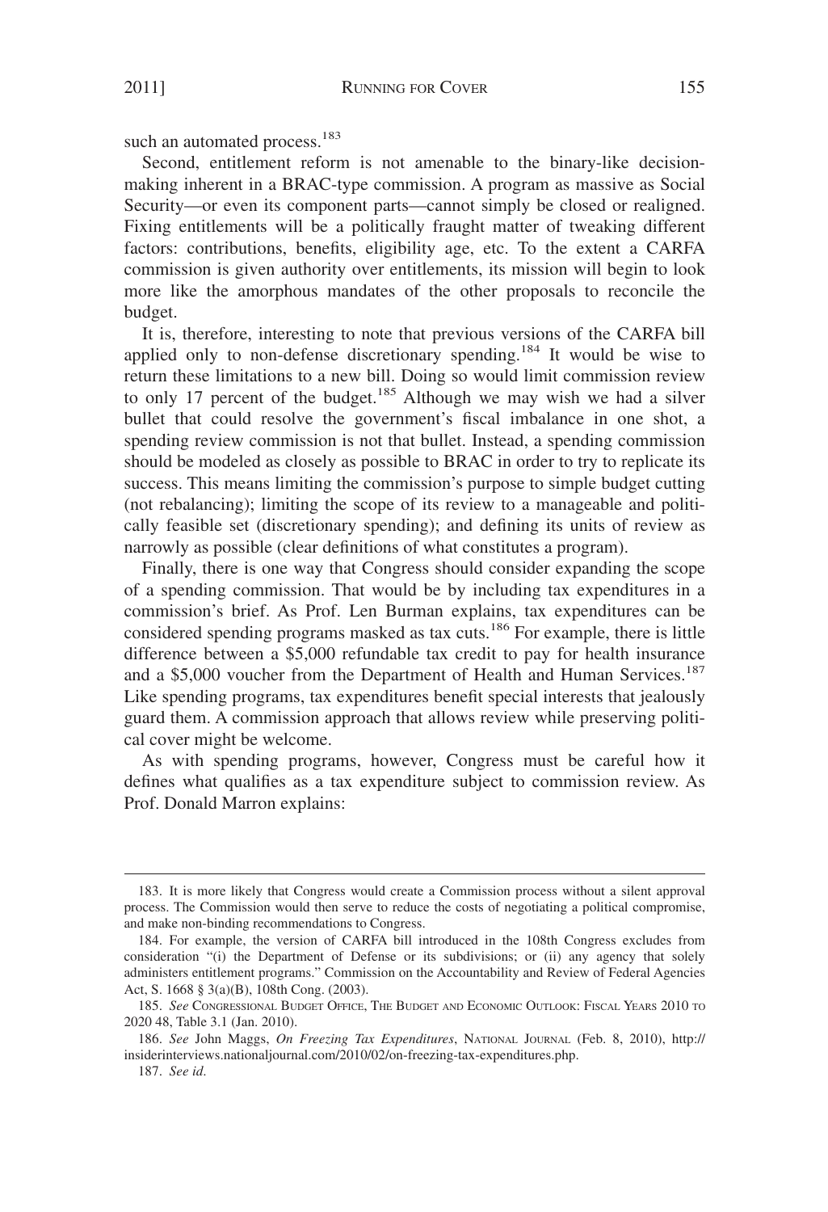such an automated process.[183]

Second, entitlement reform is not amenable to the binary-like decision-making inherent in a BRAC-type commission. A program as massive as Social Security—or even its component parts—cannot simply be closed or realigned. Fixing entitlements will be a politically fraught matter of tweaking different factors: contributions, benefits, eligibility age, etc. To the extent a CARFA commission is given authority over entitlements, its mission will begin to look more like the amorphous mandates of the other proposals to reconcile the budget.

It is, therefore, interesting to note that previous versions of the CARFA bill applied only to non-defense discretionary spending.[184] It would be wise to return these limitations to a new bill. Doing so would limit commission review to only 17 percent of the budget.[185] Although we may wish we had a silver bullet that could resolve the government's fiscal imbalance in one shot, a spending review commission is not that bullet. Instead, a spending commission should be modeled as closely as possible to BRAC in order to try to replicate its success. This means limiting the commission's purpose to simple budget cutting (not rebalancing); limiting the scope of its review to a manageable and politically feasible set (discretionary spending); and defining its units of review as narrowly as possible (clear definitions of what constitutes a program).

Finally, there is one way that Congress should consider expanding the scope of a spending commission. That would be by including tax expenditures in a commission's brief. As Prof. Len Burman explains, tax expenditures can be considered spending programs masked as tax cuts.[186] For example, there is little difference between a $5,000 refundable tax credit to pay for health insurance and a $5,000 voucher from the Department of Health and Human Services.[187] Like spending programs, tax expenditures benefit special interests that jealously guard them. A commission approach that allows review while preserving political cover might be welcome.

As with spending programs, however, Congress must be careful how it defines what qualifies as a tax expenditure subject to commission review. As Prof. Donald Marron explains:

---

183. It is more likely that Congress would create a Commission process without a silent approval process. The Commission would then serve to reduce the costs of negotiating a political compromise, and make non-binding recommendations to Congress.

184. For example, the version of CARFA bill introduced in the 108th Congress excludes from consideration "(i) the Department of Defense or its subdivisions; or (ii) any agency that solely administers entitlement programs." Commission on the Accountability and Review of Federal Agencies Act, S. 1668 § 3(a)(B), 108th Cong. (2003).

185. *See* Congressional Budget Office, The Budget and Economic Outlook: Fiscal Years 2010 to 2020 48, Table 3.1 (Jan. 2010).

186. *See* John Maggs, *On Freezing Tax Expenditures*, National Journal (Feb. 8, 2010), http://insiderinterviews.nationaljournal.com/2010/02/on-freezing-tax-expenditures.php.

187. *See id.*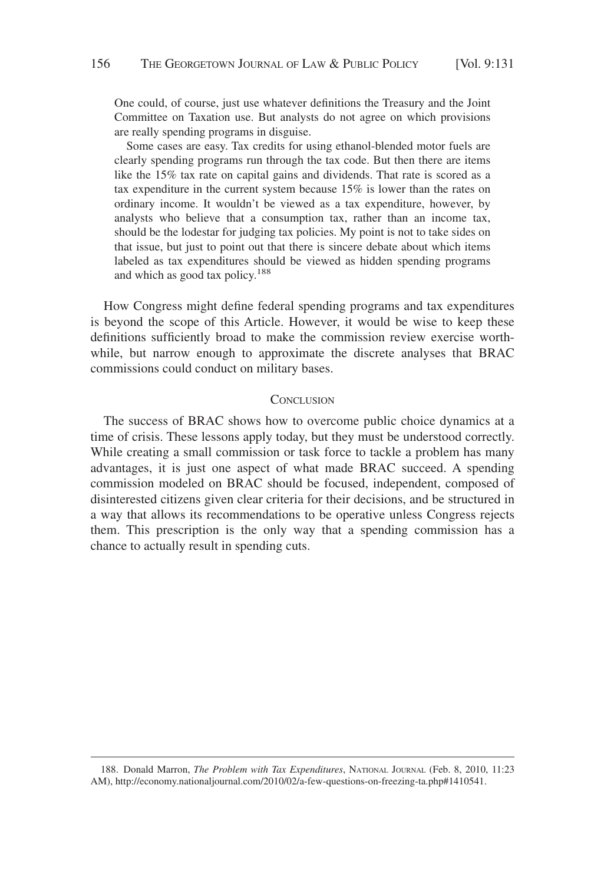> One could, of course, just use whatever definitions the Treasury and the Joint Committee on Taxation use. But analysts do not agree on which provisions are really spending programs in disguise.
>
> Some cases are easy. Tax credits for using ethanol-blended motor fuels are clearly spending programs run through the tax code. But then there are items like the 15% tax rate on capital gains and dividends. That rate is scored as a tax expenditure in the current system because 15% is lower than the rates on ordinary income. It wouldn't be viewed as a tax expenditure, however, by analysts who believe that a consumption tax, rather than an income tax, should be the lodestar for judging tax policies. My point is not to take sides on that issue, but just to point out that there is sincere debate about which items labeled as tax expenditures should be viewed as hidden spending programs and which as good tax policy.[188]

How Congress might define federal spending programs and tax expenditures is beyond the scope of this Article. However, it would be wise to keep these definitions sufficiently broad to make the commission review exercise worthwhile, but narrow enough to approximate the discrete analyses that BRAC commissions could conduct on military bases.

## Conclusion

The success of BRAC shows how to overcome public choice dynamics at a time of crisis. These lessons apply today, but they must be understood correctly. While creating a small commission or task force to tackle a problem has many advantages, it is just one aspect of what made BRAC succeed. A spending commission modeled on BRAC should be focused, independent, composed of disinterested citizens given clear criteria for their decisions, and be structured in a way that allows its recommendations to be operative unless Congress rejects them. This prescription is the only way that a spending commission has a chance to actually result in spending cuts.

---

188. Donald Marron, *The Problem with Tax Expenditures*, National Journal (Feb. 8, 2010, 11:23 AM), http://economy.nationaljournal.com/2010/02/a-few-questions-on-freezing-ta.php#1410541.